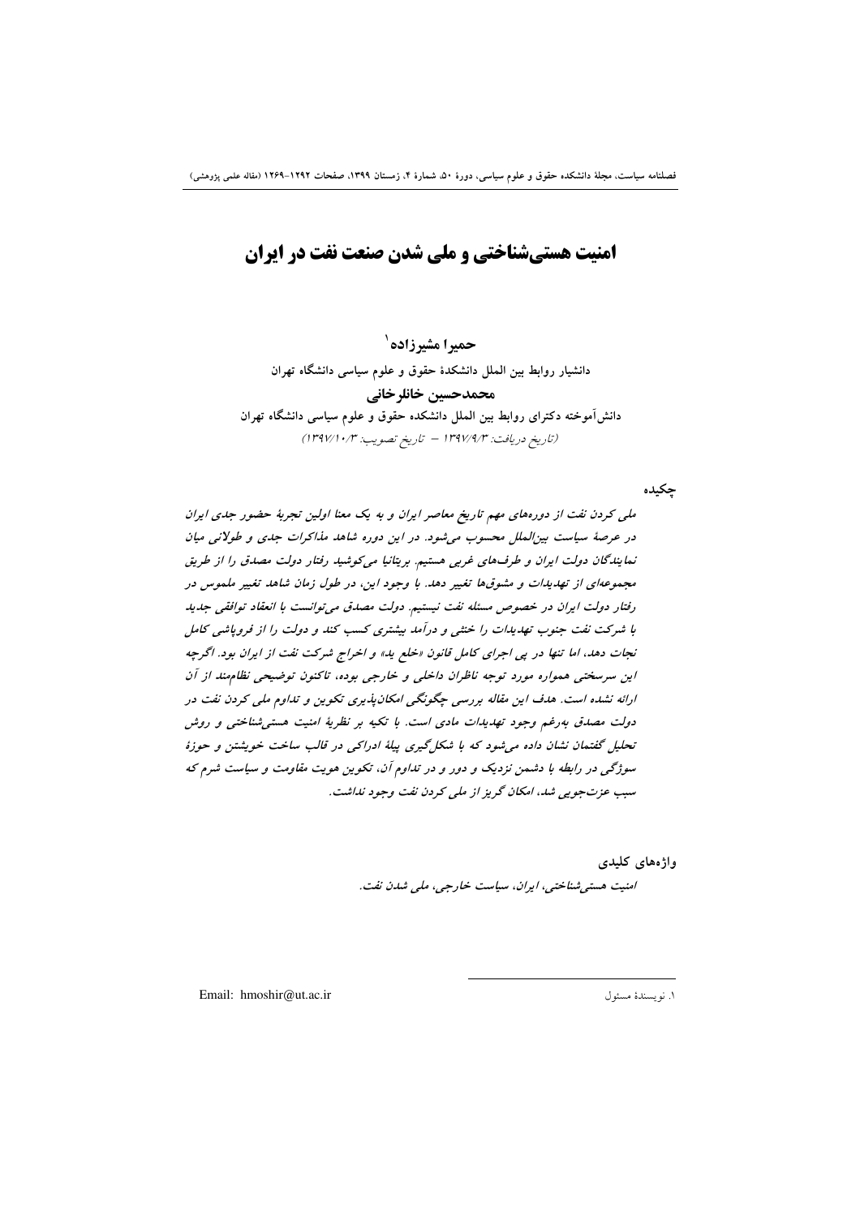# امنیت هستی‌شناختی و ملی شدن صنعت نفت در ایران

**حمیرا مشیرزاده**[1]

دانشیار روابط بین الملل دانشکدهٔ حقوق و علوم سیاسی دانشگاه تهران

**محمدحسین خانلرخانی**

دانش‌آموخته دکترای روابط بین الملل دانشکده حقوق و علوم سیاسی دانشگاه تهران

*(تاریخ دریافت: ۱۳۹۷/۹/۳ – تاریخ تصویب: ۱۳۹۷/۱۰/۳)*

## چکیده

*ملی کردن نفت از دوره‌های مهم تاریخ معاصر ایران و به یک معنا اولین تجربهٔ حضور جدی ایران در عرصهٔ سیاست بین‌الملل محسوب می‌شود. در این دوره شاهد مذاکرات جدی و طولانی میان نمایندگان دولت ایران و طرف‌های غربی هستیم. بریتانیا می‌کوشید رفتار دولت مصدق را از طریق مجموعه‌ای از تهدیدات و مشوق‌ها تغییر دهد. با وجود این، در طول زمان شاهد تغییر ملموس در رفتار دولت ایران در خصوص مسئله نفت نیستیم. دولت مصدق می‌توانست با انعقاد توافقی جدید با شرکت نفت جنوب تهدیدات را خنثی و درآمد بیشتری کسب کند و دولت را از فروپاشی کامل نجات دهد، اما تنها در پی اجرای کامل قانون «خلع ید» و اخراج شرکت نفت از ایران بود. اگرچه این سرسختی همواره مورد توجه ناظران داخلی و خارجی بوده، تاکنون توضیحی نظام‌مند از آن ارائه نشده است. هدف این مقاله بررسی چگونگی امکان‌پذیری تکوین و تداوم ملی کردن نفت در دولت مصدق به‌رغم وجود تهدیدات مادی است. با تکیه بر نظریهٔ امنیت هستی‌شناختی و روش تحلیل گفتمان نشان داده می‌شود که با شکل‌گیری پیلهٔ ادراکی در قالب ساخت خویشتن و حوزهٔ سوژگی در رابطه با دشمن نزدیک و دور و در تداوم آن، تکوین هویت مقاومت و سیاست شرم که سبب عزت‌جویی شد، امکان گریز از ملی کردن نفت وجود نداشت.*

## واژه‌های کلیدی

*امنیت هستی‌شناختی، ایران، سیاست خارجی، ملی شدن نفت.*

---

[1] نویسندهٔ مسئول

Email: hmoshir@ut.ac.ir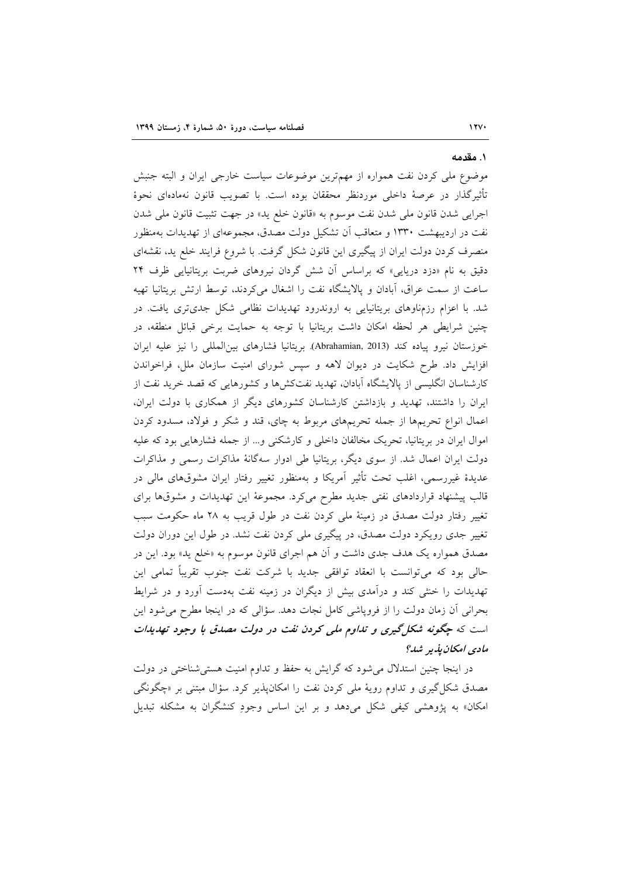## ۱. مقدمه

موضوع ملی کردن نفت همواره از مهم‌ترین موضوعات سیاست خارجی ایران و البته جنبش تأثیرگذار در عرصهٔ داخلی موردنظر محققان بوده است. با تصویب قانون نه‌ماده‌ای نحوهٔ اجرایی شدن قانون ملی شدن نفت موسوم به «قانون خلع ید» در جهت تثبیت قانون ملی شدن نفت در اردیبهشت ۱۳۳۰ و متعاقب آن تشکیل دولت مصدق، مجموعه‌ای از تهدیدات به‌منظور منصرف کردن دولت ایران از پیگیری این قانون شکل گرفت. با شروع فرایند خلع ید، نقشه‌ای دقیق به نام «دزد دریایی» که براساس آن شش گردان نیروهای ضربت بریتانیایی ظرف ۲۴ ساعت از سمت عراق، آبادان و پالایشگاه نفت را اشغال می‌کردند، توسط ارتش بریتانیا تهیه شد. با اعزام رزمناوهای بریتانیایی به اروندرود تهدیدات نظامی شکل جدی‌تری یافت. در چنین شرایطی هر لحظه امکان داشت بریتانیا با توجه به حمایت برخی قبائل منطقه، در خوزستان نیرو پیاده کند (Abrahamian, 2013). بریتانیا فشارهای بین‌المللی را نیز علیه ایران افزایش داد. طرح شکایت در دیوان لاهه و سپس شورای امنیت سازمان ملل، فراخواندن کارشناسان انگلیسی از پالایشگاه آبادان، تهدید نفت‌کش‌ها و کشورهایی که قصد خرید نفت از ایران را داشتند، تهدید و بازداشتن کارشناسان کشورهای دیگر از همکاری با دولت ایران، اعمال انواع تحریم‌ها از جمله تحریم‌های مربوط به چای، قند و شکر و فولاد، مسدود کردن اموال ایران در بریتانیا، تحریک مخالفان داخلی و کارشکنی و... از جمله فشارهایی بود که علیه دولت ایران اعمال شد. از سوی دیگر، بریتانیا طی ادوار سه‌گانهٔ مذاکرات رسمی و مذاکرات عدیدهٔ غیررسمی، اغلب تحت تأثیر آمریکا و به‌منظور تغییر رفتار ایران مشوق‌های مالی در قالب پیشنهاد قراردادهای نفتی جدید مطرح می‌کرد. مجموعهٔ این تهدیدات و مشوق‌ها برای تغییر رفتار دولت مصدق در زمینهٔ ملی کردن نفت در طول قریب به ۲۸ ماه حکومت سبب تغییر جدی رویکرد دولت مصدق، در پیگیری ملی کردن نفت نشد. در طول این دوران دولت مصدق همواره یک هدف جدی داشت و آن هم اجرای قانون موسوم به «خلع ید» بود. این در حالی بود که می‌توانست با انعقاد توافقی جدید با شرکت نفت جنوب تقریباً تمامی این تهدیدات را خنثی کند و درآمدی بیش از دیگران در زمینه نفت به‌دست آورد و در شرایط بحرانی آن زمان دولت را از فروپاشی کامل نجات دهد. سؤالی که در اینجا مطرح می‌شود این است که ***چگونه شکل‌گیری و تداوم ملی کردن نفت در دولت مصدق با وجود تهدیدات مادی امکان‌پذیر شد؟***

در اینجا چنین استدلال می‌شود که گرایش به حفظ و تداوم امنیت هستی‌شناختی در دولت مصدق شکل‌گیری و تداوم رویهٔ ملی کردن نفت را امکان‌پذیر کرد. سؤال مبتنی بر «چگونگی امکان» به پژوهشی کیفی شکل می‌دهد و بر این اساس وجودِ کنشگران به مشکله تبدیل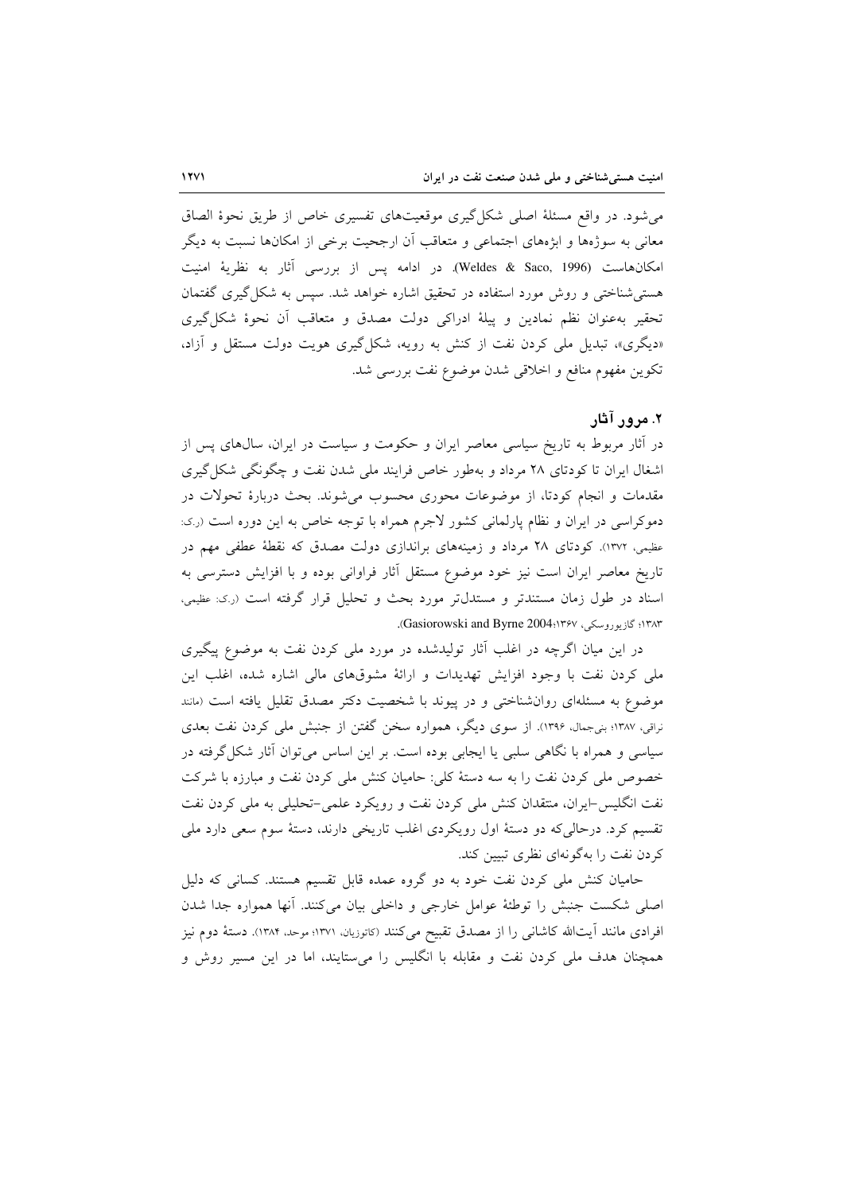می‌شود. در واقع مسئلهٔ اصلی شکل‌گیری موقعیت‌های تفسیری خاص از طریق نحوهٔ الصاق معانی به سوژه‌ها و ابژه‌های اجتماعی و متعاقب آن ارجحیت برخی از امکان‌ها نسبت به دیگر امکان‌هاست (Weldes & Saco, 1996). در ادامه پس از بررسی آثار به نظریهٔ امنیت هستی‌شناختی و روش مورد استفاده در تحقیق اشاره خواهد شد. سپس به شکل‌گیری گفتمان تحقیر به‌عنوان نظم نمادین و پیلهٔ ادراکی دولت مصدق و متعاقب آن نحوهٔ شکل‌گیری «دیگری»، تبدیل ملی کردن نفت از کنش به رویه، شکل‌گیری هویت دولت مستقل و آزاد، تکوین مفهوم منافع و اخلاقی شدن موضوع نفت بررسی شد.

## ۲. مرور آثار

در آثار مربوط به تاریخ سیاسی معاصر ایران و حکومت و سیاست در ایران، سال‌های پس از اشغال ایران تا کودتای ۲۸ مرداد و به‌طور خاص فرایند ملی شدن نفت و چگونگی شکل‌گیری مقدمات و انجام کودتا، از موضوعات محوری محسوب می‌شوند. بحث دربارهٔ تحولات در دموکراسی در ایران و نظام پارلمانی کشور لاجرم همراه با توجه خاص به این دوره است (ر.ک: عظیمی، ۱۳۷۲). کودتای ۲۸ مرداد و زمینه‌های براندازی دولت مصدق که نقطهٔ عطفی مهم در تاریخ معاصر ایران است نیز خود موضوع مستقل آثار فراوانی بوده و با افزایش دسترسی به اسناد در طول زمان مستندتر و مستدل‌تر مورد بحث و تحلیل قرار گرفته است (ر.ک: عظیمی، ۱۳۸۳؛ گازیوروسکی، ۱۳۶۷؛Gasiorowski and Byrne 2004).

در این میان اگرچه در اغلب آثار تولیدشده در مورد ملی کردن نفت به موضوع پیگیری ملی کردن نفت با وجود افزایش تهدیدات و ارائهٔ مشوق‌های مالی اشاره شده، اغلب این موضوع به مسئله‌ای روان‌شناختی و در پیوند با شخصیت دکتر مصدق تقلیل یافته است (مانند نراقی، ۱۳۸۷؛ بنی‌جمال، ۱۳۹۶). از سوی دیگر، همواره سخن گفتن از جنبش ملی کردن نفت بعدی سیاسی و همراه با نگاهی سلبی یا ایجابی بوده است. بر این اساس می‌توان آثار شکل‌گرفته در خصوص ملی کردن نفت را به سه دستهٔ کلی: حامیان کنش ملی کردن نفت و مبارزه با شرکت نفت انگلیس-ایران، منتقدان کنش ملی کردن نفت و رویکرد علمی-تحلیلی به ملی کردن نفت تقسیم کرد. درحالی‌که دو دستهٔ اول رویکردی اغلب تاریخی دارند، دستهٔ سوم سعی دارد ملی کردن نفت را به‌گونه‌ای نظری تبیین کند.

حامیان کنش ملی کردن نفت خود به دو گروه عمده قابل تقسیم هستند. کسانی که دلیل اصلی شکست جنبش را توطئهٔ عوامل خارجی و داخلی بیان می‌کنند. آنها همواره جدا شدن افرادی مانند آیت‌الله کاشانی را از مصدق تقبیح می‌کنند (کاتوزیان، ۱۳۷۱؛ موحد، ۱۳۸۴). دستهٔ دوم نیز همچنان هدف ملی کردن نفت و مقابله با انگلیس را می‌ستایند، اما در این مسیر روش و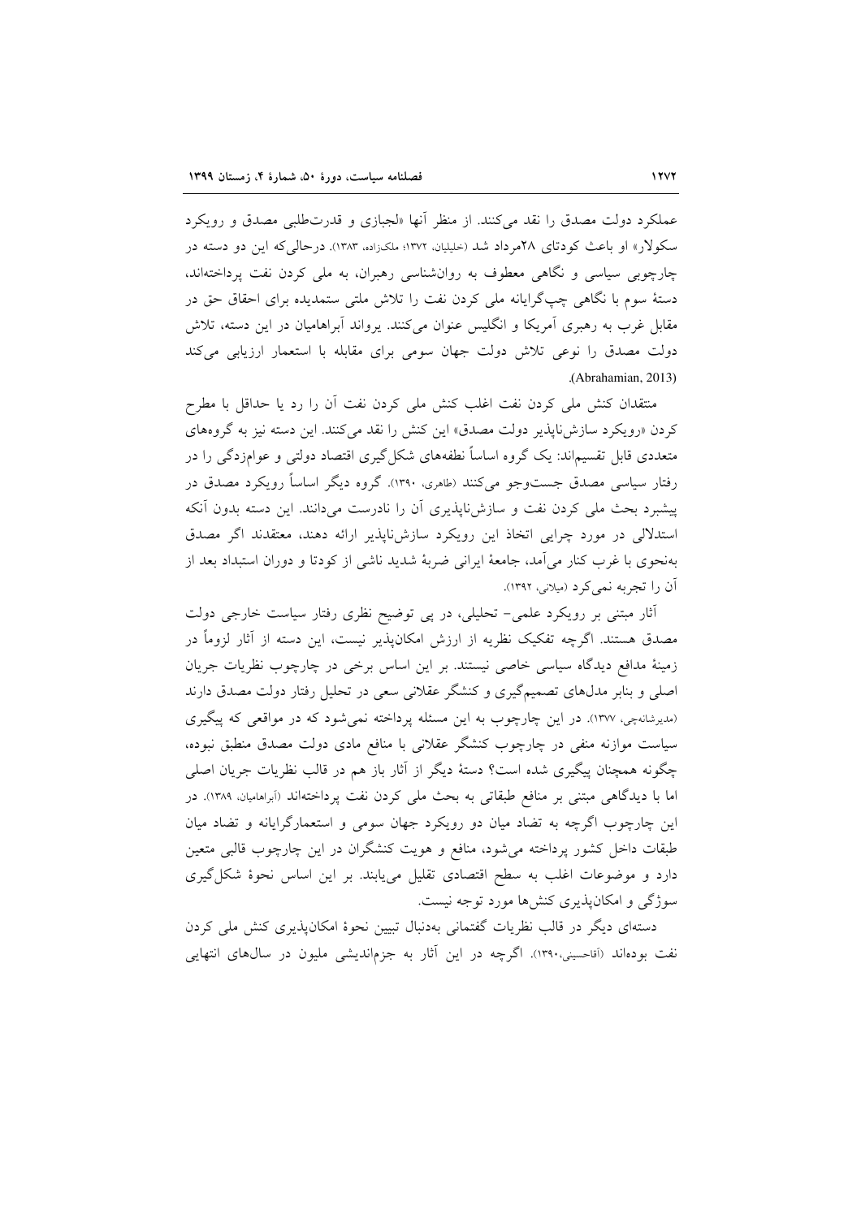عملکرد دولت مصدق را نقد می‌کنند. از منظر آنها «لجبازی و قدرت‌طلبی مصدق و رویکرد سکولار» او باعث کودتای ۲۸مرداد شد (خلیلیان، ۱۳۷۲؛ ملک‌زاده، ۱۳۸۳). درحالی‌که این دو دسته در چارچوبی سیاسی و نگاهی معطوف به روان‌شناسی رهبران، به ملی کردن نفت پرداخته‌اند، دستهٔ سوم با نگاهی چپ‌گرایانه ملی کردن نفت را تلاش ملتی ستمدیده برای احقاق حق در مقابل غرب به رهبری آمریکا و انگلیس عنوان می‌کنند. یرواند آبراهامیان در این دسته، تلاش دولت مصدق را نوعی تلاش دولت جهان سومی برای مقابله با استعمار ارزیابی می‌کند (Abrahamian, 2013).

منتقدان کنش ملی کردن نفت اغلب کنش ملی کردن نفت آن را رد یا حداقل با مطرح کردن «رویکرد سازش‌ناپذیر دولت مصدق» این کنش را نقد می‌کنند. این دسته نیز به گروه‌های متعددی قابل تقسیم‌اند: یک گروه اساساً نطفه‌های شکل‌گیری اقتصاد دولتی و عوام‌زدگی را در رفتار سیاسی مصدق جست‌وجو می‌کنند (طاهری، ۱۳۹۰). گروه دیگر اساساً رویکرد مصدق در پیشبرد بحث ملی کردن نفت و سازش‌ناپذیری آن را نادرست می‌دانند. این دسته بدون آنکه استدلالی در مورد چرایی اتخاذ این رویکرد سازش‌ناپذیر ارائه دهند، معتقدند اگر مصدق به‌نحوی با غرب کنار می‌آمد، جامعهٔ ایرانی ضربهٔ شدید ناشی از کودتا و دوران استبداد بعد از آن را تجربه نمی‌کرد (میلانی، ۱۳۹۲).

آثار مبتنی بر رویکرد علمی- تحلیلی، در پی توضیح نظری رفتار سیاست خارجی دولت مصدق هستند. اگرچه تفکیک نظریه از ارزش امکان‌پذیر نیست، این دسته از آثار لزوماً در زمینهٔ مدافع دیدگاه سیاسی خاصی نیستند. بر این اساس برخی در چارچوب نظریات جریان اصلی و بنابر مدل‌های تصمیم‌گیری و کنشگر عقلانی سعی در تحلیل رفتار دولت مصدق دارند (مدیرشانه‌چی، ۱۳۷۷). در این چارچوب به این مسئله پرداخته نمی‌شود که در مواقعی که پیگیری سیاست موازنه منفی در چارچوب کنشگر عقلانی با منافع مادی دولت مصدق منطبق نبوده، چگونه همچنان پیگیری شده است؟ دستهٔ دیگر از آثار باز هم در قالب نظریات جریان اصلی اما با دیدگاهی مبتنی بر منافع طبقاتی به بحث ملی کردن نفت پرداخته‌اند (آبراهامیان، ۱۳۸۹). در این چارچوب اگرچه به تضاد میان دو رویکرد جهان سومی و استعمارگرایانه و تضاد میان طبقات داخل کشور پرداخته می‌شود، منافع و هویت کنشگران در این چارچوب قالبی متعین دارد و موضوعات اغلب به سطح اقتصادی تقلیل می‌یابند. بر این اساس نحوهٔ شکل‌گیری سوژگی و امکان‌پذیری کنش‌ها مورد توجه نیست.

دسته‌ای دیگر در قالب نظریات گفتمانی به‌دنبال تبیین نحوهٔ امکان‌پذیری کنش ملی کردن نفت بوده‌اند (آقاحسینی،۱۳۹۰). اگرچه در این آثار به جزم‌اندیشی ملیون در سال‌های انتهایی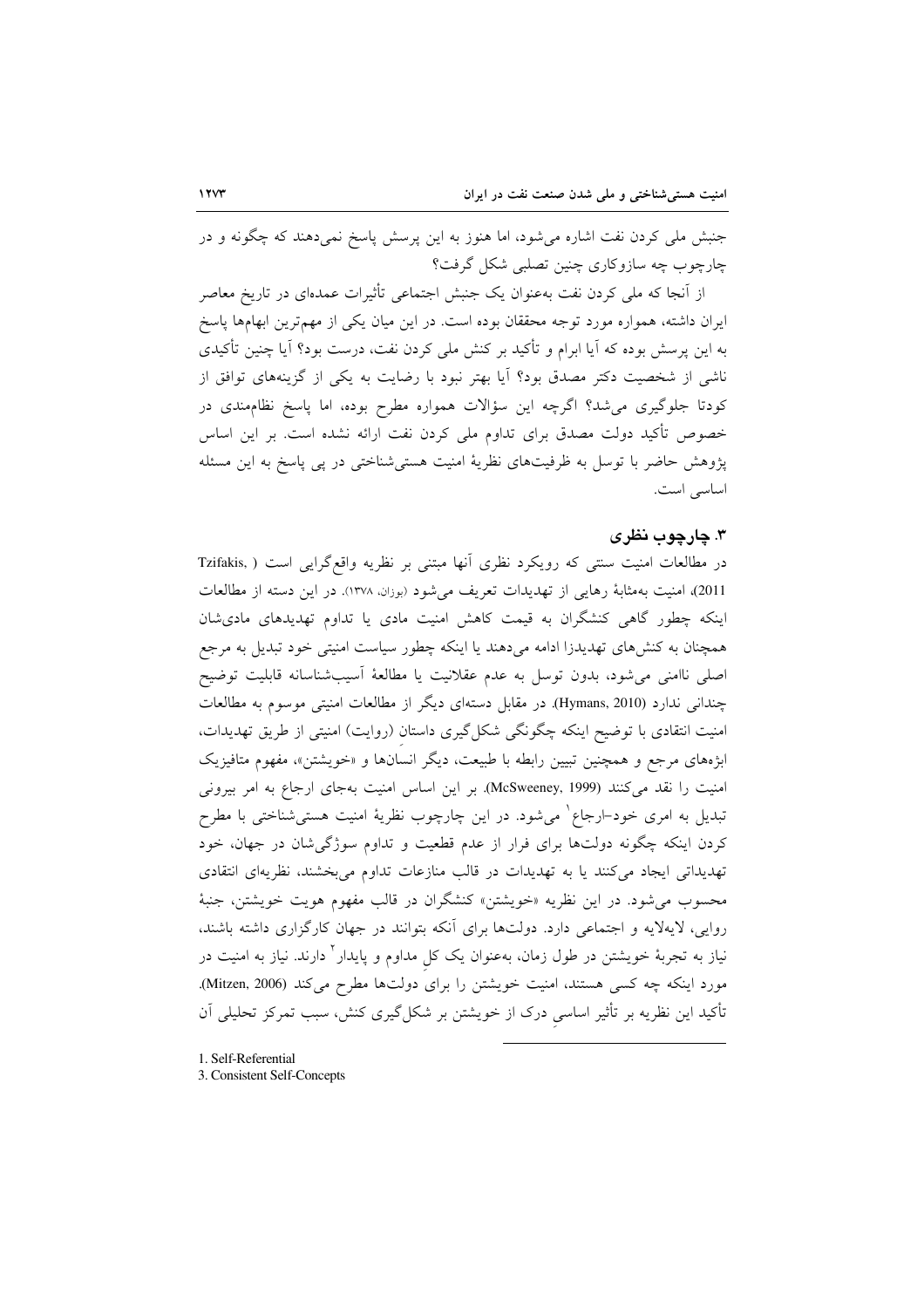جنبش ملی کردن نفت اشاره می‌شود، اما هنوز به این پرسش پاسخ نمی‌دهند که چگونه و در چارچوب چه سازوکاری چنین تصلبی شکل گرفت؟

از آنجا که ملی کردن نفت به‌عنوان یک جنبش اجتماعی تأثیرات عمده‌ای در تاریخ معاصر ایران داشته، همواره مورد توجه محققان بوده است. در این میان یکی از مهم‌ترین ابهام‌ها پاسخ به این پرسش بوده که آیا ابرام و تأکید بر کنش ملی کردن نفت، درست بود؟ آیا چنین تأکیدی ناشی از شخصیت دکتر مصدق بود؟ آیا بهتر نبود با رضایت به یکی از گزینه‌های توافق از کودتا جلوگیری می‌شد؟ اگرچه این سؤالات همواره مطرح بوده، اما پاسخ نظام‌مندی در خصوص تأکید دولت مصدق برای تداوم ملی کردن نفت ارائه نشده است. بر این اساس پژوهش حاضر با توسل به ظرفیت‌های نظریهٔ امنیت هستی‌شناختی در پی پاسخ به این مسئله اساسی است.

## ۳. چارچوب نظری

در مطالعات امنیت سنتی که رویکرد نظری آنها مبتنی بر نظریه واقع‌گرایی است (Tzifakis, 2011)، امنیت به‌مثابهٔ رهایی از تهدیدات تعریف می‌شود (بوزان، ۱۳۷۸). در این دسته از مطالعات اینکه چطور گاهی کنشگران به قیمت کاهش امنیت مادی یا تداوم تهدیدهای مادی‌شان همچنان به کنش‌های تهدیدزا ادامه می‌دهند یا اینکه چطور سیاست امنیتی خود تبدیل به مرجع اصلی ناامنی می‌شود، بدون توسل به عدم عقلانیت یا مطالعهٔ آسیب‌شناسانه قابلیت توضیح چندانی ندارد (Hymans, 2010). در مقابل دسته‌ای دیگر از مطالعات امنیتی موسوم به مطالعات امنیت انتقادی با توضیح اینکه چگونگی شکل‌گیری داستانِ (روایت) امنیتی از طریق تهدیدات، ابژه‌های مرجع و همچنین تبیین رابطه با طبیعت، دیگر انسان‌ها و «خویشتن»، مفهوم متافیزیک امنیت را نقد می‌کنند (McSweeney, 1999). بر این اساس امنیت به‌جای ارجاع به امر بیرونی تبدیل به امری خود-ارجاع[1] می‌شود. در این چارچوب نظریهٔ امنیت هستی‌شناختی با مطرح کردن اینکه چگونه دولت‌ها برای فرار از عدم قطعیت و تداوم سوژگی‌شان در جهان، خود تهدیداتی ایجاد می‌کنند یا به تهدیدات در قالب منازعات تداوم می‌بخشند، نظریه‌ای انتقادی محسوب می‌شود. در این نظریه «خویشتن» کنشگران در قالب مفهوم هویت خویشتن، جنبهٔ روایی، لایه‌لایه و اجتماعی دارد. دولت‌ها برای آنکه بتوانند در جهان کارگزاری داشته باشند، نیاز به تجربهٔ خویشتن در طول زمان، به‌عنوان یک کلِ مداوم و پایدار[2] دارند. نیاز به امنیت در مورد اینکه چه کسی هستند، امنیت خویشتن را برای دولت‌ها مطرح می‌کند (Mitzen, 2006). تأکید این نظریه بر تأثیر اساسیِ درک از خویشتن بر شکل‌گیری کنش، سبب تمرکز تحلیلی آن

---

1. Self-Referential
3. Consistent Self-Concepts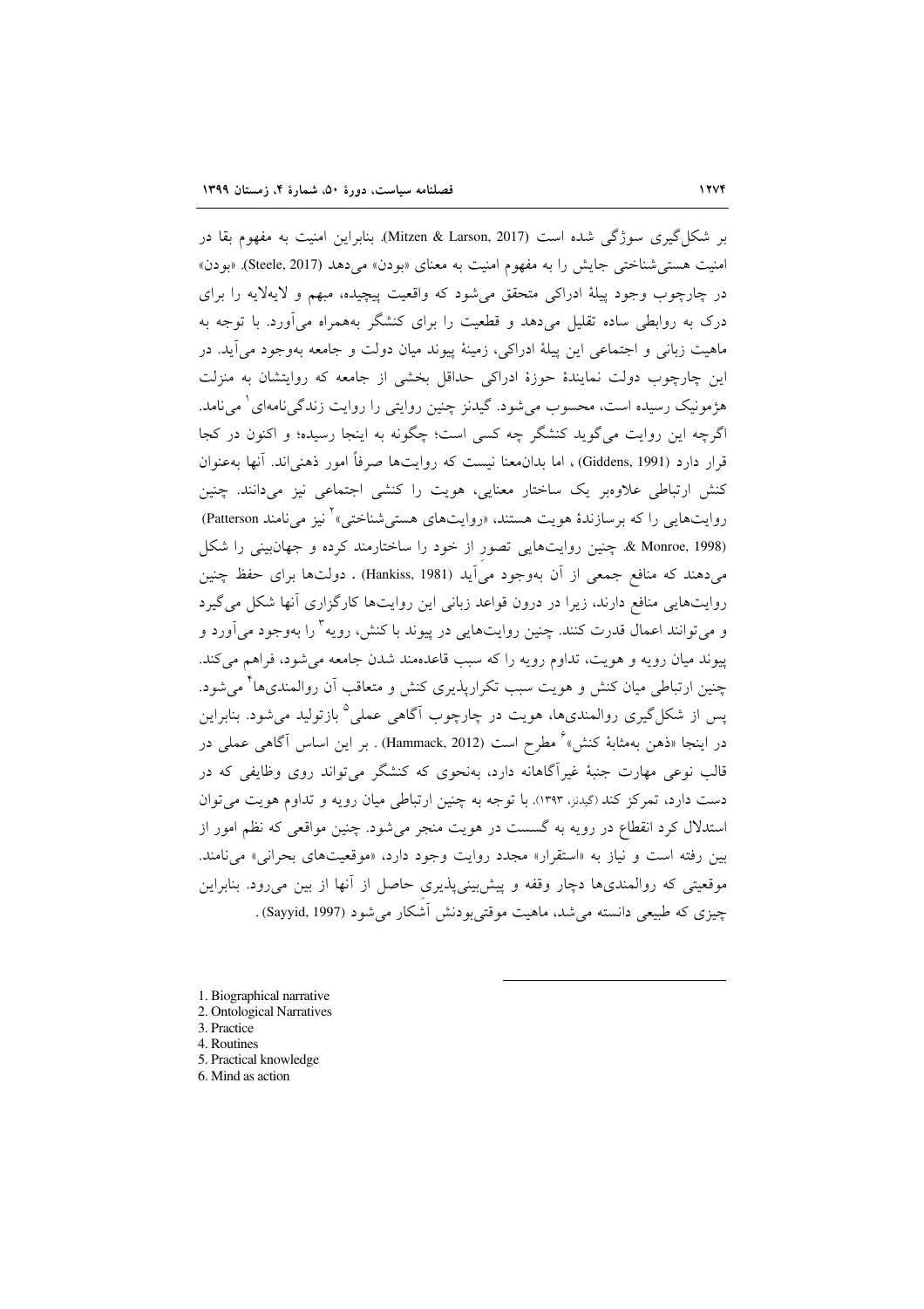بر شکل‌گیری سوژگی شده است (Mitzen & Larson, 2017). بنابراین امنیت به مفهوم بقا در امنیت هستی‌شناختی جایش را به مفهوم امنیت به معنای «بودن» می‌دهد (Steele, 2017). «بودن» در چارچوب وجود پیلهٔ ادراکی متحقق می‌شود که واقعیت پیچیده، مبهم و لایه‌لایه را برای درک به روابطی ساده تقلیل می‌دهد و قطعیت را برای کنشگر به‌همراه می‌آورد. با توجه به ماهیت زبانی و اجتماعی این پیلهٔ ادراکی، زمینهٔ پیوند میان دولت و جامعه به‌وجود می‌آید. در این چارچوب دولت نمایندهٔ حوزهٔ ادراکی حداقل بخشی از جامعه که روایتشان به منزلت هژمونیک رسیده است، محسوب می‌شود. گیدنز چنین روایتی را روایت زندگی‌نامه‌ای[1] می‌نامد. اگرچه این روایت می‌گوید کنشگر چه کسی است؛ چگونه به اینجا رسیده؛ و اکنون در کجا قرار دارد (Giddens, 1991) ، اما بدان‌معنا نیست که روایت‌ها صرفاً امور ذهنی‌اند. آنها به‌عنوان کنش ارتباطی علاوه‌بر یک ساختار معنایی، هویت را کنشی اجتماعی نیز می‌دانند. چنین روایت‌هایی را که برسازندهٔ هویت هستند، «روایت‌های هستی‌شناختی»[2] نیز می‌نامند (Patterson & Monroe, 1998). چنین روایت‌هایی تصور از خود را ساختارمند کرده و جهان‌بینی را شکل می‌دهند که منافع جمعی از آن به‌وجود می‌آید (Hankiss, 1981) . دولت‌ها برای حفظ چنین روایت‌هایی منافع دارند، زیرا در درون قواعد زبانی این روایت‌ها کارگزاری آنها شکل می‌گیرد و می‌توانند اعمال قدرت کنند. چنین روایت‌هایی در پیوند با کنش، رویه[3] را به‌وجود می‌آورد و پیوند میان رویه و هویت، تداوم رویه را که سبب قاعده‌مند شدن جامعه می‌شود، فراهم می‌کند. چنین ارتباطی میان کنش و هویت سبب تکرارپذیری کنش و متعاقب آن روالمندی‌ها[4] می‌شود. پس از شکل‌گیری روالمندی‌ها، هویت در چارچوب آگاهی عملی[5] بازتولید می‌شود. بنابراین در اینجا «ذهن به‌مثابهٔ کنش»[6] مطرح است (Hammack, 2012) . بر این اساس آگاهی عملی در قالب نوعی مهارت جنبهٔ غیرآگاهانه دارد، به‌نحوی که کنشگر می‌تواند روی وظایفی که در دست دارد، تمرکز کند (گیدنز، ۱۳۹۳). با توجه به چنین ارتباطی میان رویه و تداوم هویت می‌توان استدلال کرد انقطاع در رویه به گسست در هویت منجر می‌شود. چنین مواقعی که نظم امور از بین رفته است و نیاز به «استقرار» مجدد روایت وجود دارد، «موقعیت‌های بحرانی» می‌نامند. موقعیتی که روالمندی‌ها دچار وقفه و پیش‌بینی‌پذیری حاصل از آنها از بین می‌رود. بنابراین چیزی که طبیعی دانسته می‌شد، ماهیت موقتی‌بودنش آشکار می‌شود (Sayyid, 1997) .

---

1. Biographical narrative
2. Ontological Narratives
3. Practice
4. Routines
5. Practical knowledge
6. Mind as action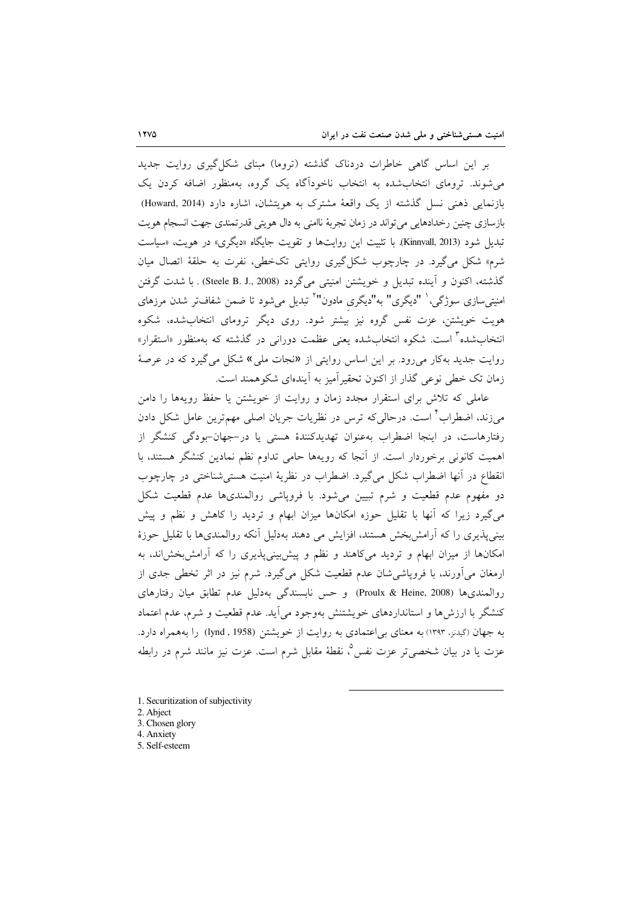بر این اساس گاهی خاطرات دردناک گذشته (تروما) مبنای شکل‌گیری روایت جدید می‌شوند. ترومای انتخاب‌شده به انتخاب ناخودآگاه یک گروه، به‌منظور اضافه کردن یک بازنمایی ذهنی نسل گذشته از یک واقعهٔ مشترک به هویتشان، اشاره دارد (Howard, 2014) بازسازی چنین رخدادهایی می‌تواند در زمان تجربهٔ ناامنی به دال هویتی قدرتمندی جهت انسجام هویت تبدیل شود (Kinnvall, 2013). با تثبیت این روایت‌ها و تقویت جایگاه «دیگری» در هویت، «سیاست شرم» شکل می‌گیرد. در چارچوب شکل‌گیری روایتی تک‌خطی، نفرت به حلقهٔ اتصال میان گذشته، اکنون و آینده تبدیل و خویشتن امنیتی می‌گردد (Steele B. J., 2008) . با شدت گرفتن امنیتی‌سازی سوژگی،[1] "دیگری" به"دیگری مادون"[2] تبدیل می‌شود تا ضمن شفاف‌تر شدن مرزهای هویت خویشتن، عزت نفس گروه نیز بیشتر شود. روی دیگر ترومای انتخاب‌شده، شکوه انتخاب‌شده[3] است. شکوه انتخاب‌شده یعنی عظمت دورانی در گذشته که به‌منظور «استقرار» روایت جدید به‌کار می‌رود. بر این اساس روایتی از «نجات ملی» شکل می‌گیرد که در عرصهٔ زمان تک خطی نوعی گذار از اکنون تحقیرآمیز به آینده‌ای شکوهمند است.

عاملی که تلاش برای استقرار مجدد زمان و روایت از خویشتن یا حفظ رویه‌ها را دامن می‌زند، اضطراب[4] است. درحالی‌که ترس در نظریات جریان اصلی مهم‌ترین عامل شکل دادن رفتارهاست، در اینجا اضطراب به‌عنوان تهدیدکنندهٔ هستی یا در-جهان-بودگی کنشگر از اهمیت کانونی برخوردار است. از آنجا که رویه‌ها حامی تداوم نظم نمادین کنشگر هستند، با انقطاع در آنها اضطراب شکل می‌گیرد. اضطراب در نظریهٔ امنیت هستی‌شناختی در چارچوب دو مفهوم عدم قطعیت و شرم تبیین می‌شود. با فروپاشی روالمندی‌ها عدم قطعیت شکل می‌گیرد زیرا که آنها با تقلیل حوزه امکان‌ها میزان ابهام و تردید را کاهش و نظم و پیش بینی‌پذیری را که آرامش‌بخش هستند، افزایش می دهند به‌دلیل آنکه روالمندی‌ها با تقلیل حوزهٔ امکان‌ها از میزان ابهام و تردید می‌کاهند و نظم و پیش‌بینی‌پذیری را که آرامش‌بخش‌اند، به ارمغان می‌آورند، با فروپاشی‌شان عدم قطعیت شکل می‌گیرد. شرم نیز در اثر تخطی جدی از روالمندی‌ها (Proulx & Heine, 2008) و حس نابسندگی به‌دلیل عدم تطابق میان رفتارهای کنشگر با ارزش‌ها و استانداردهای خویشتنش به‌وجود می‌آید. عدم قطعیت و شرم، عدم اعتماد به جهان (گیدنز، ۱۳۹۳) به معنای بی‌اعتمادی به روایت از خویشتن (lynd , 1958) را به‌همراه دارد. عزت یا در بیان شخصی‌تر عزت نفس[5]، نقطهٔ مقابل شرم است. عزت نیز مانند شرم در رابطه

---

1. Securitization of subjectivity
2. Abject
3. Chosen glory
4. Anxiety
5. Self-esteem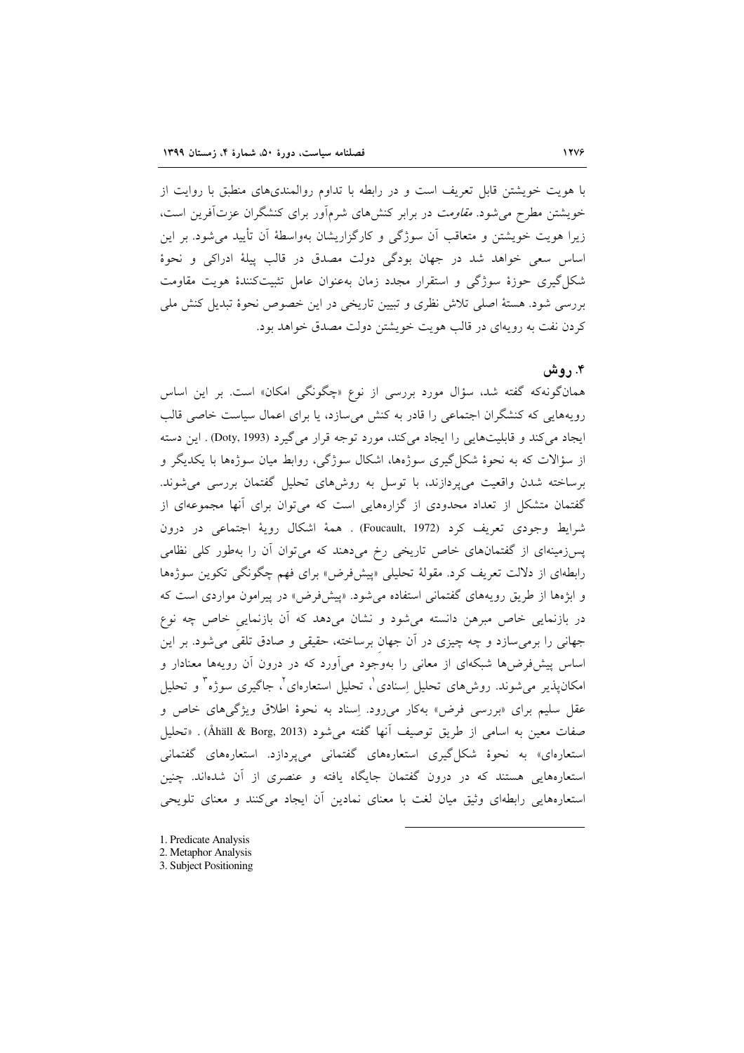با هویت خویشتن قابل تعریف است و در رابطه با تداوم روالمندی‌های منطبق با روایت از خویشتن مطرح می‌شود. *مقاومت* در برابر کنش‌های شرم‌آور برای کنشگران عزت‌آفرین است، زیرا هویت خویشتن و متعاقب آن سوژگی و کارگزاریشان به‌واسطهٔ آن تأیید می‌شود. بر این اساس سعی خواهد شد در جهان بودگی دولت مصدق در قالب پیلهٔ ادراکی و نحوهٔ شکل‌گیری حوزهٔ سوژگی و استقرار مجدد زمان به‌عنوان عامل تثبیت‌کنندهٔ هویت مقاومت بررسی شود. هستهٔ اصلی تلاش نظری و تبیین تاریخی در این خصوص نحوهٔ تبدیل کنش ملی کردن نفت به رویه‌ای در قالب هویت خویشتن دولت مصدق خواهد بود.

## ۴. روش

همان‌گونه‌که گفته شد، سؤال مورد بررسی از نوع «چگونگی امکان» است. بر این اساس رویه‌هایی که کنشگران اجتماعی را قادر به کنش می‌سازد، یا برای اعمال سیاست خاصی قالب ایجاد می‌کند و قابلیت‌هایی را ایجاد می‌کند، مورد توجه قرار می‌گیرد (Doty, 1993) . این دسته از سؤالات که به نحوهٔ شکل‌گیری سوژه‌ها، اشکال سوژگی، روابط میان سوژه‌ها با یکدیگر و برساخته شدن واقعیت می‌پردازند، با توسل به روش‌های تحلیل گفتمان بررسی می‌شوند. گفتمان متشکل از تعداد محدودی از گزاره‌هایی است که می‌توان برای آنها مجموعه‌ای از شرایط وجودی تعریف کرد (Foucault, 1972) . همهٔ اشکال رویهٔ اجتماعی در درون پس‌زمینه‌ای از گفتمان‌های خاص تاریخی رخ می‌دهند که می‌توان آن را به‌طور کلی نظامی رابطه‌ای از دلالت تعریف کرد. مقولهٔ تحلیلی «پیش‌فرض» برای فهم چگونگی تکوین سوژه‌ها و ابژه‌ها از طریق رویه‌های گفتمانی استفاده می‌شود. «پیش‌فرض» در پیرامون مواردی است که در بازنمایی خاص مبرهن دانسته می‌شود و نشان می‌دهد که آن بازنماییِ خاص چه نوع جهانی را برمی‌سازد و چه چیزی در آن جهانِ برساخته، حقیقی و صادق تلقی می‌شود. بر این اساس پیش‌فرض‌ها شبکه‌ای از معانی را به‌وجود می‌آورد که در درون آن رویه‌ها معنادار و امکان‌پذیر می‌شوند. روش‌های تحلیل اِسنادی[1]، تحلیل استعاره‌ای[2]، جاگیری سوژه[3] و تحلیل عقل سلیم برای «بررسی فرض» به‌کار می‌رود. اِسناد به نحوهٔ اطلاق ویژگی‌های خاص و صفات معین به اسامی از طریق توصیف آنها گفته می‌شود (Åhäll & Borg, 2013) . «تحلیل استعاره‌ای» به نحوهٔ شکل‌گیری استعاره‌های گفتمانی می‌پردازد. استعاره‌های گفتمانی استعاره‌هایی هستند که در درون گفتمان جایگاه یافته و عنصری از آن شده‌اند. چنین استعاره‌هایی رابطه‌ای وثیق میان لغت با معنای نمادین آن ایجاد می‌کنند و معنای تلویحی

1. Predicate Analysis
2. Metaphor Analysis
3. Subject Positioning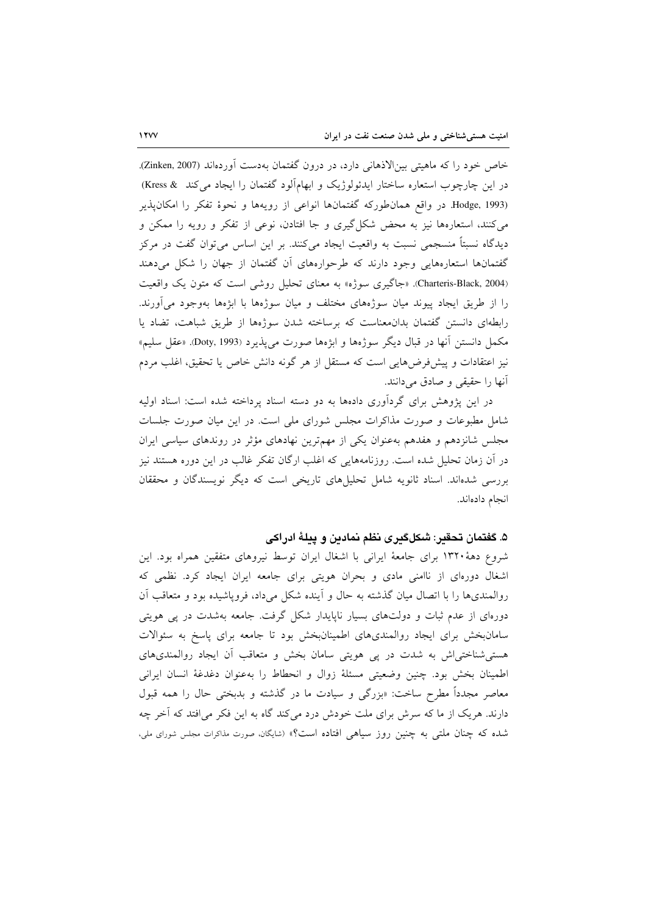خاص خود را که ماهیتی بین‌الاذهانی دارد، در درون گفتمان به‌دست آورده‌اند (Zinken, 2007). در این چارچوب استعاره ساختار ایدئولوژیک و ابهام‌آلود گفتمان را ایجاد می‌کند (Kress & Hodge, 1993). در واقع همان‌طورکه گفتمان‌ها انواعی از رویه‌ها و نحوهٔ تفکر را امکان‌پذیر می‌کنند، استعاره‌ها نیز به محض شکل‌گیری و جا افتادن، نوعی از تفکر و رویه را ممکن و دیدگاه نسبتاً منسجمی نسبت به واقعیت ایجاد می‌کنند. بر این اساس می‌توان گفت در مرکز گفتمان‌ها استعاره‌هایی وجود دارند که طرحواره‌های آن گفتمان از جهان را شکل می‌دهند (Charteris-Black, 2004). «جاگیری سوژه» به معنای تحلیل روشی است که متون یک واقعیت را از طریق ایجاد پیوند میان سوژه‌های مختلف و میان سوژه‌ها با ابژه‌ها به‌وجود می‌آورند. رابطه‌ای دانستن گفتمان بدان‌معناست که برساخته شدن سوژه‌ها از طریق شباهت، تضاد یا مکمل دانستن آنها در قبال دیگر سوژه‌ها و ابژه‌ها صورت می‌پذیرد (Doty, 1993). «عقل سلیم» نیز اعتقادات و پیش‌فرض‌هایی است که مستقل از هر گونه دانش خاص یا تحقیق، اغلب مردم آنها را حقیقی و صادق می‌دانند.

در این پژوهش برای گردآوری داده‌ها به دو دسته اسناد پرداخته شده است: اسناد اولیه شامل مطبوعات و صورت مذاکرات مجلس شورای ملی است. در این میان صورت جلسات مجلس شانزدهم و هفدهم به‌عنوان یکی از مهم‌ترین نهادهای مؤثر در روندهای سیاسی ایران در آن زمان تحلیل شده است. روزنامه‌هایی که اغلب ارگان تفکر غالب در این دوره هستند نیز بررسی شده‌اند. اسناد ثانویه شامل تحلیل‌های تاریخی است که دیگر نویسندگان و محققان انجام داده‌اند.

### ۵. گفتمان تحقیر: شکل‌گیری نظم نمادین و پیلهٔ ادراکی

شروع دههٔ ۱۳۲۰ برای جامعهٔ ایرانی با اشغال ایران توسط نیروهای متفقین همراه بود. این اشغال دوره‌ای از ناامنی مادی و بحران هویتی برای جامعه ایران ایجاد کرد. نظمی که روالمندی‌ها را با اتصال میان گذشته به حال و آینده شکل می‌داد، فروپاشیده بود و متعاقب آن دوره‌ای از عدم ثبات و دولت‌های بسیار ناپایدار شکل گرفت. جامعه به‌شدت در پی هویتی سامان‌بخش برای ایجاد روالمندی‌های اطمینان‌بخش بود تا جامعه برای پاسخ به سئوالات هستی‌شناختی‌اش به شدت در پی هویتی سامان بخش و متعاقب آن ایجاد روالمندی‌های اطمینان بخش بود. چنین وضعیتی مسئلهٔ زوال و انحطاط را به‌عنوان دغدغهٔ انسان ایرانی معاصر مجدداً مطرح ساخت: «بزرگی و سیادت ما در گذشته و بدبختی حال را همه قبول دارند. هریک از ما که سرش برای ملت خودش درد می‌کند گاه به این فکر می‌افتد که آخر چه شده که چنان ملتی به چنین روز سیاهی افتاده است؟» (شایگان، صورت مذاکرات مجلس شورای ملی،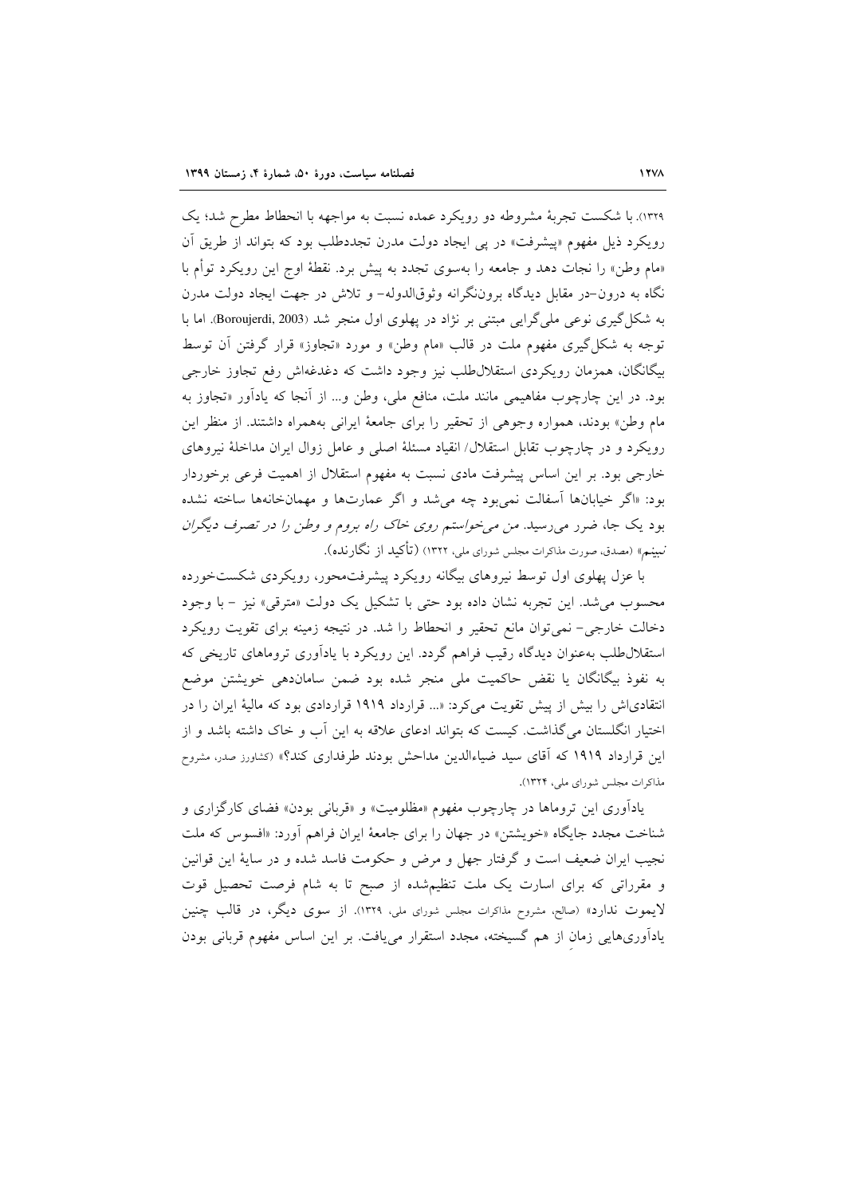۱۳۲۹). با شکست تجربهٔ مشروطه دو رویکرد عمده نسبت به مواجهه با انحطاط مطرح شد؛ یک رویکرد ذیل مفهوم «پیشرفت» در پی ایجاد دولت مدرن تجددطلب بود که بتواند از طریق آن «مام وطن» را نجات دهد و جامعه را به‌سوی تجدد به پیش برد. نقطهٔ اوج این رویکرد توأم با نگاه به درون-در مقابل دیدگاه برون‌نگرانه وثوق‌الدوله- و تلاش در جهت ایجاد دولت مدرن به شکل‌گیری نوعی ملی‌گرایی مبتنی بر نژاد در پهلوی اول منجر شد (Boroujerdi, 2003). اما با توجه به شکل‌گیری مفهوم ملت در قالب «مام وطن» و مورد «تجاوز» قرار گرفتن آن توسط بیگانگان، همزمان رویکردی استقلال‌طلب نیز وجود داشت که دغدغه‌اش رفع تجاوز خارجی بود. در این چارچوب مفاهیمی مانند ملت، منافع ملی، وطن و... از آنجا که یادآور «تجاوز به مام وطن» بودند، همواره وجوهی از تحقیر را برای جامعهٔ ایرانی به‌همراه داشتند. از منظر این رویکرد و در چارچوب تقابل استقلال/ انقیاد مسئلهٔ اصلی و عامل زوال ایران مداخلهٔ نیروهای خارجی بود. بر این اساس پیشرفت مادی نسبت به مفهوم استقلال از اهمیت فرعی برخوردار بود: «اگر خیابان‌ها آسفالت نمی‌بود چه می‌شد و اگر عمارت‌ها و مهمانخانه‌ها ساخته نشده بود یک جا، ضرر می‌رسید. *من می‌خواستم روی خاک راه بروم و وطن را در تصرف دیگران نبینم*» (مصدق، صورت مذاکرات مجلس شورای ملی، ۱۳۲۲) (تأکید از نگارنده).

با عزل پهلوی اول توسط نیروهای بیگانه رویکرد پیشرفت‌محور، رویکردی شکست‌خورده محسوب می‌شد. این تجربه نشان داده بود حتی با تشکیل یک دولت «مترقی» نیز - با وجود دخالت خارجی- نمی‌توان مانع تحقیر و انحطاط را شد. در نتیجه زمینه برای تقویت رویکرد استقلال‌طلب به‌عنوان دیدگاه رقیب فراهم گردد. این رویکرد با یادآوری تروماهای تاریخی که به نفوذ بیگانگان یا نقض حاکمیت ملی منجر شده بود ضمن سامان‌دهی خویشتن موضع انتقادی‌اش را بیش از پیش تقویت می‌کرد: «... قرارداد ۱۹۱۹ قراردادی بود که مالیهٔ ایران را در اختیار انگلستان می‌گذاشت. کیست که بتواند ادعای علاقه به این آب و خاک داشته باشد و از این قرارداد ۱۹۱۹ که آقای سید ضیاءالدین مداحش بودند طرفداری کند؟» (کشاورز صدر، مشروح مذاکرات مجلس شورای ملی، ۱۳۲۴).

یادآوری این تروماها در چارچوب مفهوم «مظلومیت» و «قربانی بودن» فضای کارگزاری و شناخت مجدد جایگاه «خویشتن» در جهان را برای جامعهٔ ایران فراهم آورد: «افسوس که ملت نجیب ایران ضعیف است و گرفتار جهل و مرض و حکومت فاسد شده و در سایهٔ این قوانین و مقرراتی که برای اسارت یک ملت تنظیم‌شده از صبح تا به شام فرصت تحصیل قوت لایموت ندارد» (صالح، مشروح مذاکرات مجلس شورای ملی، ۱۳۲۹). از سوی دیگر، در قالب چنین یادآوری‌هایی زمانِ از هم گسیخته، مجدد استقرار می‌یافت. بر این اساس مفهوم قربانی بودن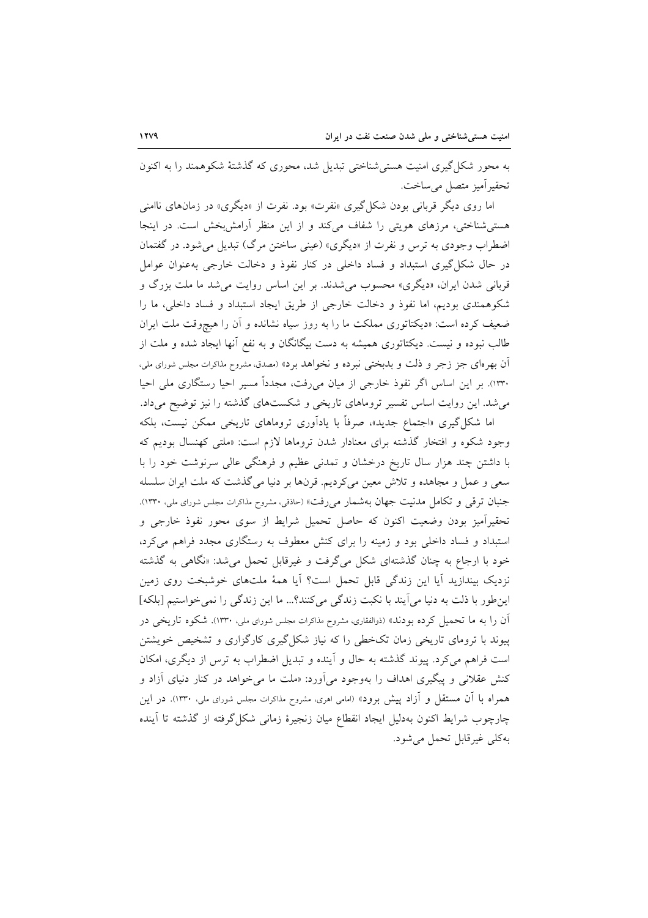به محور شکل‌گیری امنیت هستی‌شناختی تبدیل شد، محوری که گذشتهٔ شکوهمند را به اکنون تحقیرآمیز متصل می‌ساخت.

اما روی دیگر قربانی بودن شکل‌گیری «نفرت» بود. نفرت از «دیگری» در زمان‌های ناامنی هستی‌شناختی، مرزهای هویتی را شفاف می‌کند و از این منظر آرامش‌بخش است. در اینجا اضطراب وجودی به ترس و نفرت از «دیگری» (عینی ساختن مرگ) تبدیل می‌شود. در گفتمان در حال شکل‌گیری استبداد و فساد داخلی در کنار نفوذ و دخالت خارجی به‌عنوان عوامل قربانی شدن ایران، «دیگری» محسوب می‌شدند. بر این اساس روایت می‌شد ما ملت بزرگ و شکوهمندی بودیم، اما نفوذ و دخالت خارجی از طریق ایجاد استبداد و فساد داخلی، ما را ضعیف کرده است: «دیکتاتوری مملکت ما را به روز سیاه نشانده و آن را هیچ‌وقت ملت ایران طالب نبوده و نیست. دیکتاتوری همیشه به دست بیگانگان و به نفع آنها ایجاد شده و ملت از آن بهره‌ای جز زجر و ذلت و بدبختی نبرده و نخواهد برد» (مصدق، مشروح مذاکرات مجلس شورای ملی، ۱۳۳۰). بر این اساس اگر نفوذ خارجی از میان می‌رفت، مجدداً مسیر احیا رستگاری ملی احیا می‌شد. این روایت اساس تفسیر تروماهای تاریخی و شکست‌های گذشته را نیز توضیح می‌داد.

اما شکل‌گیری «اجتماع جدید»، صرفاً با یادآوری تروماهای تاریخی ممکن نیست، بلکه وجود شکوه و افتخار گذشته برای معنادار شدن تروماها لازم است: «ملتی کهنسال بودیم که با داشتن چند هزار سال تاریخ درخشان و تمدنی عظیم و فرهنگی عالی سرنوشت خود را با سعی و عمل و مجاهده و تلاش معین می‌کردیم. قرن‌ها بر دنیا می‌گذشت که ملت ایران سلسله جنبان ترقی و تکامل مدنیت جهان به‌شمار می‌رفت» (حاذقی، مشروح مذاکرات مجلس شورای ملی، ۱۳۳۰). تحقیرآمیز بودن وضعیت اکنون که حاصل تحمیل شرایط از سوی محور نفوذ خارجی و استبداد و فساد داخلی بود و زمینه را برای کنش معطوف به رستگاری مجدد فراهم می‌کرد، خود با ارجاع به چنان گذشته‌ای شکل می‌گرفت و غیرقابل تحمل می‌شد: «نگاهی به گذشته نزدیک بیندازید آیا این زندگی قابل تحمل است؟ آیا همهٔ ملت‌های خوشبخت روی زمین این‌طور با ذلت به دنیا می‌آیند با نکبت زندگی می‌کنند؟... ما این زندگی را نمی‌خواستیم [بلکه] آن را به ما تحمیل کرده بودند» (ذوالفقاری، مشروح مذاکرات مجلس شورای ملی، ۱۳۳۰). شکوه تاریخی در پیوند با ترومای تاریخی زمان تک‌خطی را که نیاز شکل‌گیری کارگزاری و تشخیص خویشتن است فراهم می‌کرد. پیوند گذشته به حال و آینده و تبدیل اضطراب به ترس از دیگری، امکان کنش عقلانی و پیگیری اهداف را به‌وجود می‌آورد: «ملت ما می‌خواهد در کنار دنیای آزاد و همراه با آن مستقل و آزاد پیش برود» (امامی اهری، مشروح مذاکرات مجلس شورای ملی، ۱۳۳۰). در این چارچوب شرایط اکنون به‌دلیل ایجاد انقطاع میان زنجیرهٔ زمانی شکل‌گرفته از گذشته تا آینده به‌کلی غیرقابل تحمل می‌شود.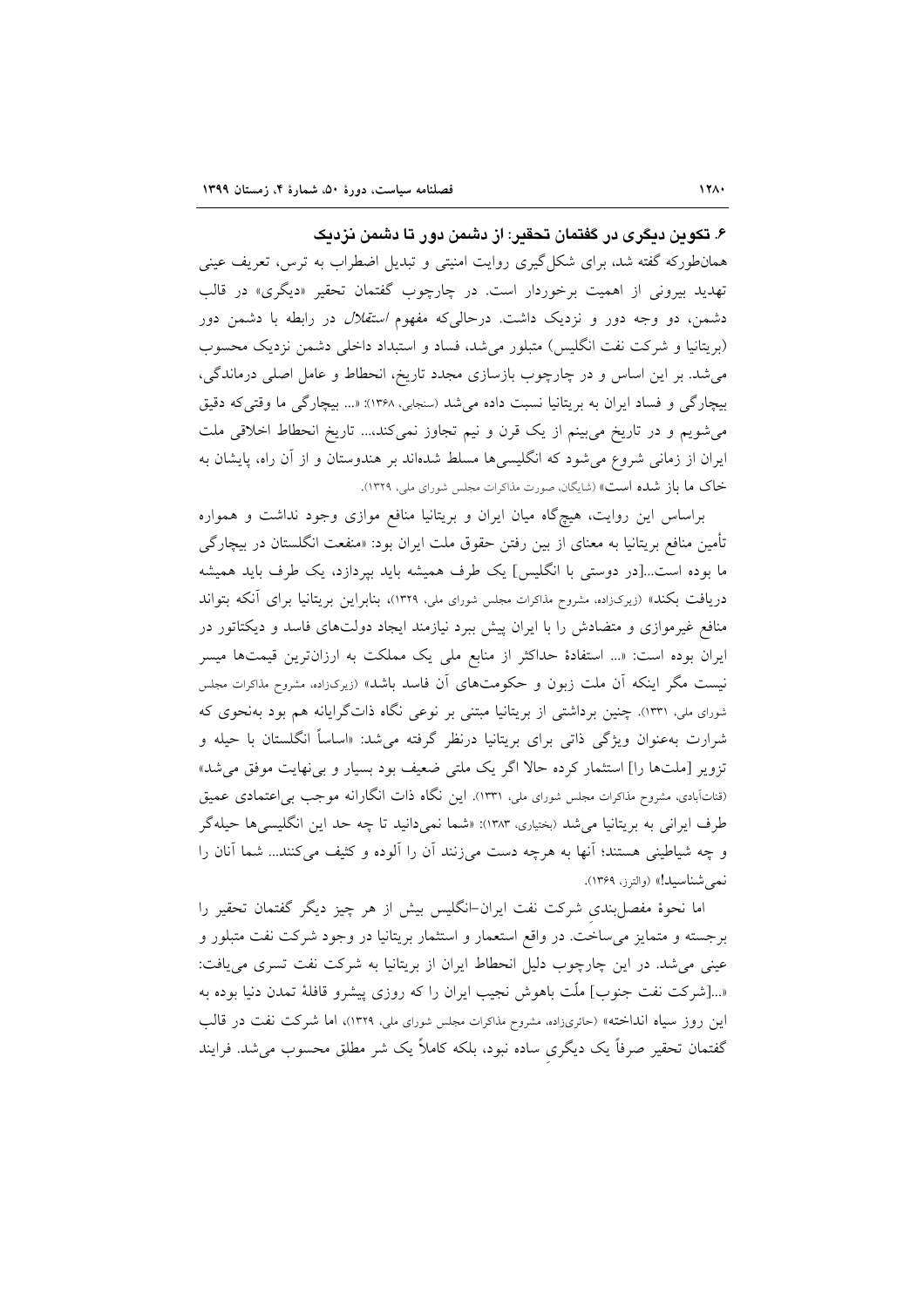## ۶. تکوین دیگری در گفتمان تحقیر: از دشمن دور تا دشمن نزدیک

همان‌طورکه گفته شد، برای شکل‌گیری روایت امنیتی و تبدیل اضطراب به ترس، تعریف عینی تهدید بیرونی از اهمیت برخوردار است. در چارچوب گفتمان تحقیر «دیگری» در قالب دشمن، دو وجه دور و نزدیک داشت. درحالی‌که مفهوم *استقلال* در رابطه با دشمن دور (بریتانیا و شرکت نفت انگلیس) متبلور می‌شد، فساد و استبداد داخلی دشمن نزدیک محسوب می‌شد. بر این اساس و در چارچوب بازسازی مجدد تاریخ، انحطاط و عامل اصلی درماندگی، بیچارگی و فساد ایران به بریتانیا نسبت داده می‌شد (سنجابی، ۱۳۶۸): «... بیچارگی ما وقتی‌که دقیق می‌شویم و در تاریخ می‌بینیم از یک قرن و نیم تجاوز نمی‌کند،... تاریخ انحطاط اخلاقی ملت ایران از زمانی شروع می‌شود که انگلیسی‌ها مسلط شده‌اند بر هندوستان و از آن راه، پایشان به خاک ما باز شده است» (شایگان، صورت مذاکرات مجلس شورای ملی، ۱۳۲۹).

براساس این روایت، هیچ‌گاه میان ایران و بریتانیا منافع موازی وجود نداشت و همواره تأمین منافع بریتانیا به معنای از بین رفتن حقوق ملت ایران بود: «منفعت انگلستان در بیچارگی ما بوده است...[در دوستی با انگلیس] یک طرف همیشه باید بپردازد، یک طرف باید همیشه دریافت بکند» (زیرک‌زاده، مشروح مذاکرات مجلس شورای ملی، ۱۳۲۹)، بنابراین بریتانیا برای آنکه بتواند منافع غیرموازی و متضادش را با ایران پیش ببرد نیازمند ایجاد دولت‌های فاسد و دیکتاتور در ایران بوده است: «... استفادهٔ حداکثر از منابع ملی یک مملکت به ارزان‌ترین قیمت‌ها میسر نیست مگر اینکه آن ملت زبون و حکومت‌های آن فاسد باشد» (زیرک‌زاده، مشروح مذاکرات مجلس شورای ملی، ۱۳۳۱). چنین برداشتی از بریتانیا مبتنی بر نوعی نگاه ذات‌گرایانه هم بود به‌نحوی که شرارت به‌عنوان ویژگی ذاتی برای بریتانیا درنظر گرفته می‌شد: «اساساً انگلستان با حیله و تزویر [ملت‌ها را] استثمار کرده حالا اگر یک ملتی ضعیف بود بسیار و بی‌نهایت موفق می‌شد» (قنات‌آبادی، مشروح مذاکرات مجلس شورای ملی، ۱۳۳۱). این نگاه ذات انگارانه موجب بی‌اعتمادی عمیق طرف ایرانی به بریتانیا می‌شد (بختیاری، ۱۳۸۳): «شما نمی‌دانید تا چه حد این انگلیسی‌ها حیله‌گر و چه شیاطینی هستند؛ آنها به هرچه دست می‌زنند آن را آلوده و کثیف می‌کنند... شما آنان را نمی‌شناسید!» (والترز، ۱۳۶۹).

اما نحوهٔ مفصل‌بندیِ شرکت نفت ایران-انگلیس بیش از هر چیز دیگر گفتمان تحقیر را برجسته و متمایز می‌ساخت. در واقع استعمار و استثمار بریتانیا در وجود شرکت نفت متبلور و عینی می‌شد. در این چارچوب دلیل انحطاط ایران از بریتانیا به شرکت نفت تسری می‌یافت: «...[شرکت نفت جنوب] ملّت باهوش نجیب ایران را که روزی پیشرو قافلهٔ تمدن دنیا بوده به این روز سیاه انداخته» (حائری‌زاده، مشروح مذاکرات مجلس شورای ملی، ۱۳۲۹)، اما شرکت نفت در قالب گفتمان تحقیر صرفاً یک دیگریِ ساده نبود، بلکه کاملاً یک شر مطلق محسوب می‌شد. فرایند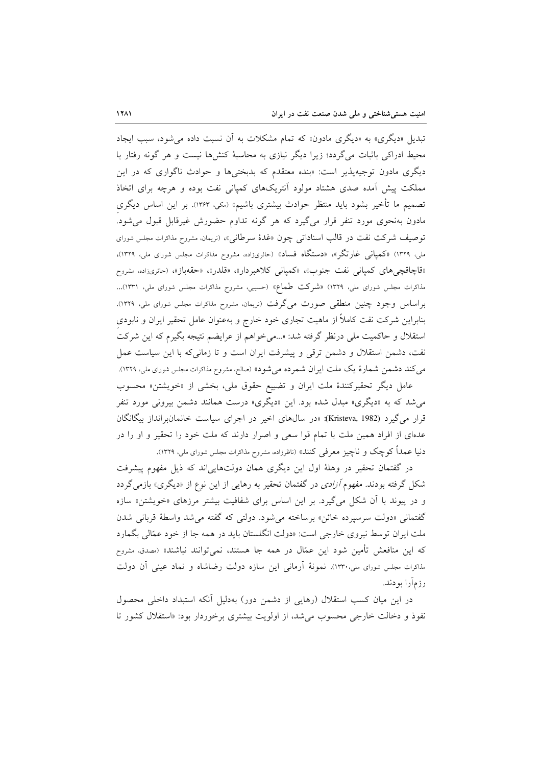تبدیل «دیگری» به «دیگری مادون» که تمام مشکلات به آن نسبت داده می‌شود، سبب ایجاد محیط ادراکی باثبات می‌گردد؛ زیرا دیگر نیازی به محاسبهٔ کنش‌ها نیست و هر گونه رفتار با دیگری مادون توجیه‌پذیر است: «بنده معتقدم که بدبختی‌ها و حوادث ناگواری که در این مملکت پیش آمده صدی هشتاد مولود آنتریک‌های کمپانی نفت بوده و هرچه برای اتخاذ تصمیم ما تأخیر بشود باید منتظر حوادث بیشتری باشیم» (مکی، ۱۳۶۳). بر این اساس دیگریِ مادون به‌نحوی مورد تنفر قرار می‌گیرد که هر گونه تداوم حضورش غیرقابل قبول می‌شود. توصیف شرکت نفت در قالب اسناداتی چون «غدهٔ سرطانی»، (نریمان، مشروح مذاکرات مجلس شورای ملی، ۱۳۲۹) «کمپانی غارتگر»، «دستگاه فساد» (حائری‌زاده، مشروح مذاکرات مجلس شورای ملی، ۱۳۲۹)، «قاچاقچی‌های کمپانی نفت جنوب»، «کمپانی کلاهبردار»، «قلدر»، «حقه‌باز»، (حائری‌زاده، مشروح مذاکرات مجلس شورای ملی، ۱۳۲۹) «شرکت طماع» (حسیبی، مشروح مذاکرات مجلس شورای ملی، ۱۳۳۱)... براساس وجود چنین منطقی صورت می‌گرفت (نریمان، مشروح مذاکرات مجلس شورای ملی، ۱۳۲۹). بنابراین شرکت نفت کاملاً از ماهیت تجاری خود خارج و به‌عنوان عامل تحقیر ایران و نابودیِ استقلال و حاکمیت ملی درنظر گرفته شد: «...می‌خواهم از عرایضم نتیجه بگیرم که این شرکت نفت، دشمن استقلال و دشمن ترقی و پیشرفت ایران است و تا زمانی‌که با این سیاست عمل می‌کند دشمن شمارهٔ یک ملت ایران شمرده می‌شود» (صالح، مشروح مذاکرات مجلس شورای ملی، ۱۳۲۹).

عامل دیگر تحقیرکنندهٔ ملت ایران و تضییع حقوق ملی، بخشی از «خویشتن» محسوب می‌شد که به «دیگری» مبدل شده بود. این «دیگری» درست همانند دشمن بیرونی مورد تنفر قرار می‌گیرد (Kristeva, 1982): «در سال‌های اخیر در اجرای سیاست خانمان‌برانداز بیگانگان عده‌ای از افراد همین ملت با تمام قوا سعی و اصرار دارند که ملت خود را تحقیر و او را در دنیا عمداً کوچک و ناچیز معرفی کنند» (ناظرزاده، مشروح مذاکرات مجلس شورای ملی، ۱۳۲۹).

در گفتمان تحقیر در وهلهٔ اول این دیگری همان دولت‌هایی‌اند که ذیل مفهوم پیشرفت شکل گرفته بودند. مفهوم *آزادی* در گفتمان تحقیر به رهایی از این نوع از «دیگری» بازمی‌گردد و در پیوند با آن شکل می‌گیرد. بر این اساس برای شفافیت بیشتر مرزهای «خویشتن» سازه گفتمانی «دولت سرسپرده خائن» برساخته می‌شود. دولتی که گفته می‌شد واسطهٔ قربانی شدن ملت ایران توسط نیروی خارجی است: «دولت انگلستان باید در همه جا از خود عمّالی بگمارد که این منافعش تأمین شود این عمّال در همه جا هستند، نمی‌توانند نباشند» (مصدق، مشروح مذاکرات مجلس شورای ملی،۱۳۳۰). نمونهٔ آرمانی این سازه دولت رضاشاه و نماد عینی آن دولت رزم‌آرا بودند.

در این میان کسب استقلال (رهایی از دشمن دور) به‌دلیل آنکه استبداد داخلی محصول نفوذ و دخالت خارجی محسوب می‌شد، از اولویت بیشتری برخوردار بود: «استقلال کشور تا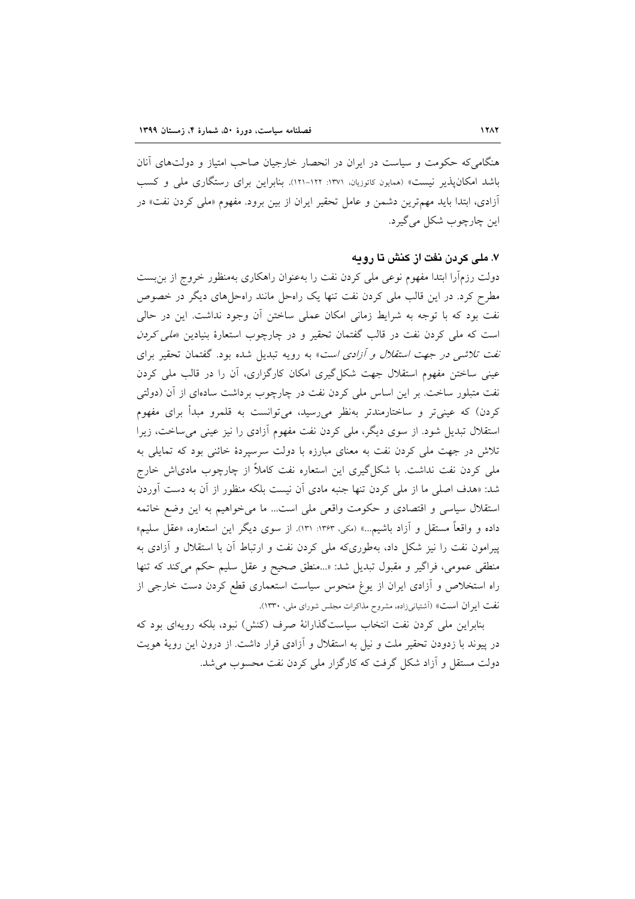هنگامی‌که حکومت و سیاست در ایران در انحصار خارجیان صاحب امتیاز و دولت‌های آنان باشد امکان‌پذیر نیست» (همایون کاتوزیان، ۱۳۷۱: ۱۲۲-۱۲۱). بنابراین برای رستگاری ملی و کسب آزادی، ابتدا باید مهم‌ترین دشمن و عامل تحقیر ایران از بین برود. مفهوم «ملی کردن نفت» در این چارچوب شکل می‌گیرد.

### ۷. ملی کردن نفت از کنش تا رویه

دولت رزم‌آرا ابتدا مفهوم نوعی ملی کردن نفت را به‌عنوان راهکاری به‌منظور خروج از بن‌بست مطرح کرد. در این قالب ملی کردن نفت تنها یک راه‌حل مانند راه‌حل‌های دیگر در خصوص نفت بود که با توجه به شرایط زمانی امکان عملی ساختن آن وجود نداشت. این در حالی است که ملی کردن نفت در قالب گفتمان تحقیر و در چارچوب استعارهٔ بنیادین «*ملی کردن نفت تلاشی در جهت استقلال و آزادی است*» به رویه تبدیل شده بود. گفتمان تحقیر برای عینی ساختن مفهوم استقلال جهت شکل‌گیری امکان کارگزاری، آن را در قالب ملی کردن نفت متبلور ساخت. بر این اساس ملی کردن نفت در چارچوب برداشت ساده‌ای از آن (دولتی کردن) که عینی‌تر و ساختارمندتر به‌نظر می‌رسید، می‌توانست به قلمرو مبدأ برای مفهوم استقلال تبدیل شود. از سوی دیگر، ملی کردن نفت مفهوم آزادی را نیز عینی می‌ساخت، زیرا تلاش در جهت ملی کردن نفت به معنای مبارزه با دولت سرسپردهٔ خائنی بود که تمایلی به ملی کردن نفت نداشت. با شکل‌گیری این استعاره نفت کاملاً از چارچوب مادی‌اش خارج شد: «هدف اصلی ما از ملی کردن تنها جنبه مادی آن نیست بلکه منظور از آن به دست آوردن استقلال سیاسی و اقتصادی و حکومت واقعی ملی است... ما می‌خواهیم به این وضع خاتمه داده و واقعاً مستقل و آزاد باشیم...» (مکی، ۱۳۶۳: ۱۳۱). از سوی دیگر این استعاره، «عقل سلیم» پیرامون نفت را نیز شکل داد، به‌طوری‌که ملی کردن نفت و ارتباط آن با استقلال و آزادی به منطقی عمومی، فراگیر و مقبول تبدیل شد: «...منطق صحیح و عقل سلیم حکم می‌کند که تنها راه استخلاص و آزادی ایران از یوغ منحوس سیاست استعماری قطع کردن دست خارجی از نفت ایران است» (آشتیانی‌زاده، مشروح مذاکرات مجلس شورای ملی، ۱۳۳۰).

بنابراین ملی کردن نفت انتخاب سیاست‌گذارانهٔ صرف (کنش) نبود، بلکه رویه‌ای بود که در پیوند با زدودن تحقیر ملت و نیل به استقلال و آزادی قرار داشت. از درون این رویهٔ هویت دولت مستقل و آزاد شکل گرفت که کارگزار ملی کردن نفت محسوب می‌شد.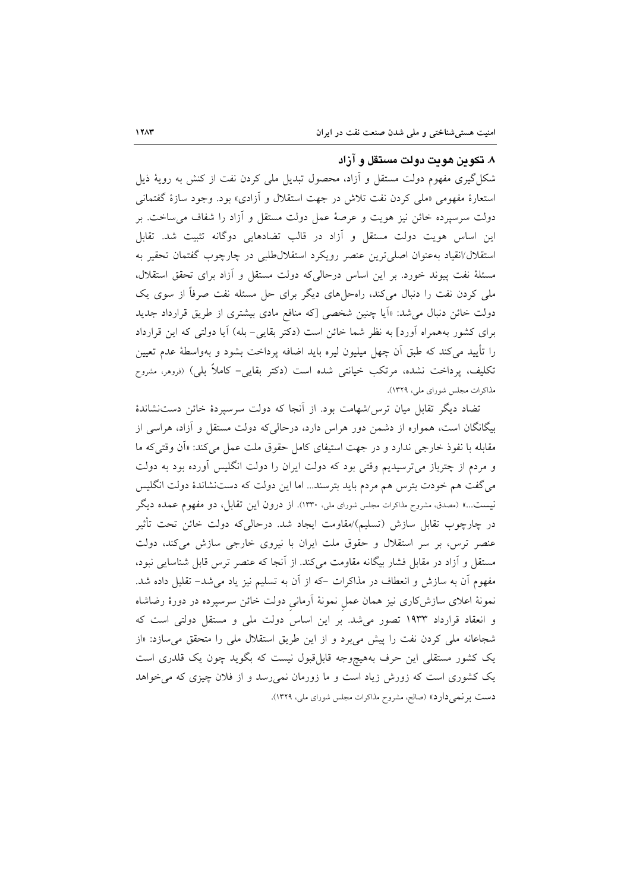## ۸. تکوین هویت دولت مستقل و آزاد

شکل‌گیری مفهوم دولت مستقل و آزاد، محصول تبدیل ملی کردن نفت از کنش به رویهٔ ذیل استعارهٔ مفهومی «ملی کردن نفت تلاش در جهت استقلال و آزادی» بود. وجود سازهٔ گفتمانی دولت سرسپرده خائن نیز هویت و عرصهٔ عمل دولت مستقل و آزاد را شفاف می‌ساخت. بر این اساس هویت دولت مستقل و آزاد در قالب تضادهایی دوگانه تثبیت شد. تقابل استقلال/انقیاد به‌عنوان اصلی‌ترین عنصر رویکرد استقلال‌طلبی در چارچوب گفتمان تحقیر به مسئلهٔ نفت پیوند خورد. بر این اساس درحالی‌که دولت مستقل و آزاد برای تحقق استقلال، ملی کردن نفت را دنبال می‌کند، راه‌حل‌های دیگر برای حل مسئله نفت صرفاً از سوی یک دولت خائن دنبال می‌شد: «آیا چنین شخصی [که منافع مادی بیشتری از طریق قرارداد جدید برای کشور به‌همراه آورد] به نظر شما خائن است (دکتر بقایی- بله) آیا دولتی که این قرارداد را تأیید می‌کند که طبق آن چهل میلیون لیره باید اضافه پرداخت بشود و به‌واسطهٔ عدم تعیین تکلیف، پرداخت نشده، مرتکب خیانتی شده است (دکتر بقایی- کاملاً بلی) (فروهر، مشروح مذاکرات مجلس شورای ملی، ۱۳۲۹).

تضاد دیگر تقابل میان ترس/شهامت بود. از آنجا که دولت سرسپردهٔ خائن دست‌نشاندهٔ بیگانگان است، همواره از دشمن دور هراس دارد، درحالی‌که دولت مستقل و آزاد، هراسی از مقابله با نفوذ خارجی ندارد و در جهت استیفای کامل حقوق ملت عمل می‌کند: «آن وقتی‌که ما و مردم از چترباز می‌ترسیدیم وقتی بود که دولت ایران را دولت انگلیس آورده بود به دولت می‌گفت هم خودت بترس هم مردم باید بترسند... اما این دولت که دست‌نشاندهٔ دولت انگلیس نیست...» (مصدق، مشروح مذاکرات مجلس شورای ملی، ۱۳۳۰). از درون این تقابل، دو مفهوم عمده دیگر در چارچوب تقابل سازش (تسلیم)/مقاومت ایجاد شد. درحالی‌که دولت خائن تحت تأثیر عنصر ترس، بر سر استقلال و حقوق ملت ایران با نیروی خارجی سازش می‌کند، دولت مستقل و آزاد در مقابل فشار بیگانه مقاومت می‌کند. از آنجا که عنصر ترس قابل شناسایی نبود، مفهوم آن به سازش و انعطاف در مذاکرات -که از آن به تسلیم نیز یاد می‌شد- تقلیل داده شد. نمونهٔ اعلای سازشکاری نیز همان عملِ نمونهٔ آرمانیِ دولت خائن سرسپرده در دورهٔ رضاشاه و انعقاد قرارداد ۱۹۳۳ تصور می‌شد. بر این اساس دولت ملی و مستقل دولتی است که شجاعانه ملی کردن نفت را پیش می‌برد و از این طریق استقلال ملی را متحقق می‌سازد: «از یک کشور مستقلی این حرف به‌هیچ‌وجه قابل‌قبول نیست که بگوید چون یک قلدری است یک کشوری است که زورش زیاد است و ما زورمان نمی‌رسد و از فلان چیزی که می‌خواهد دست برنمی‌دارد» (صالح، مشروح مذاکرات مجلس شورای ملی، ۱۳۲۹).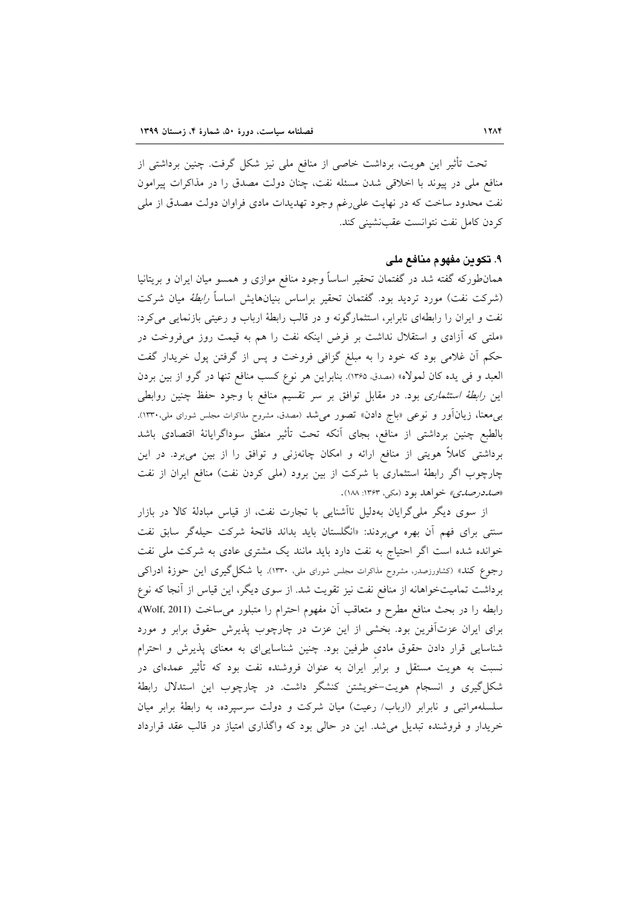تحت تأثیر این هویت، برداشت خاصی از منافع ملی نیز شکل گرفت. چنین برداشتی از منافع ملی در پیوند با اخلاقی شدن مسئله نفت، چنان دولت مصدق را در مذاکرات پیرامون نفت محدود ساخت که در نهایت علی‌رغم وجود تهدیدات مادی فراوان دولت مصدق از ملی کردن کامل نفت نتوانست عقب‌نشینی کند.

## ۹. تکوین مفهوم منافع ملی

همان‌طورکه گفته شد در گفتمان تحقیر اساساً وجود منافع موازی و همسو میان ایران و بریتانیا (شرکت نفت) مورد تردید بود. گفتمان تحقیر براساس بنیان‌هایش اساساً *رابطهٔ* میان شرکت نفت و ایران را رابطه‌ای نابرابر، استثمارگونه و در قالب رابطهٔ ارباب و رعیتی بازنمایی می‌کرد: «ملتی که آزادی و استقلال نداشت بر فرض اینکه نفت را هم به قیمت روز می‌فروخت در حکم آن غلامی بود که خود را به مبلغ گزافی فروخت و پس از گرفتن پول خریدار گفت العبد و فی یده کان لمولاه» (مصدق، ۱۳۶۵). بنابراین هر نوع کسب منافع تنها در گرو از بین بردن این *رابطهٔ استثماری* بود. در مقابل توافق بر سر تقسیم منافع با وجود حفظ چنین روابطی بی‌معنا، زیان‌آور و نوعی «باج دادن» تصور می‌شد (مصدق، مشروح مذاکرات مجلس شورای ملی،۱۳۳۰). بالطبع چنین برداشتی از منافع، بجای آنکه تحت تأثیر منطق سوداگرایانهٔ اقتصادی باشد برداشتی کاملاً هویتی از منافع ارائه و امکان چانه‌زنی و توافق را از بین می‌برد. در این چارچوب اگر رابطهٔ استثماری با شرکت از بین برود (ملی کردن نفت) منافع ایران از نفت «*صددرصدی*» خواهد بود (مکی، ۱۳۶۳: ۱۸۸).

از سوی دیگر ملی‌گرایان به‌دلیل ناآشنایی با تجارت نفت، از قیاس مبادلهٔ کالا در بازار سنتی برای فهم آن بهره می‌بردند: «انگلستان باید بداند فاتحهٔ شرکت حیله‌گر سابق نفت خوانده شده است اگر احتیاج به نفت دارد باید مانند یک مشتری عادی به شرکت ملی نفت رجوع کند» (کشاورزصدر، مشروح مذاکرات مجلس شورای ملی، ۱۳۳۰). با شکل‌گیری این حوزهٔ ادراکی برداشت تمامیت‌خواهانه از منافع نفت نیز تقویت شد. از سوی دیگر، این قیاس از آنجا که نوع رابطه را در بحث منافع مطرح و متعاقب آن مفهوم احترام را متبلور می‌ساخت (Wolf, 2011)، برای ایران عزت‌آفرین بود. بخشی از این عزت در چارچوب پذیرش حقوق برابر و مورد شناسایی قرار دادن حقوق مادیِ طرفین بود. چنین شناسایی‌ای به معنای پذیرش و احترام نسبت به هویت مستقل و برابرِ ایران به عنوان فروشنده نفت بود که تأثیر عمده‌ای در شکل‌گیری و انسجام هویت-خویشتن کنشگر داشت. در چارچوب این استدلال رابطهٔ سلسله‌مراتبی و نابرابر (ارباب/ رعیت) میان شرکت و دولت سرسپرده، به رابطهٔ برابر میان خریدار و فروشنده تبدیل می‌شد. این در حالی بود که واگذاری امتیاز در قالب عقد قرارداد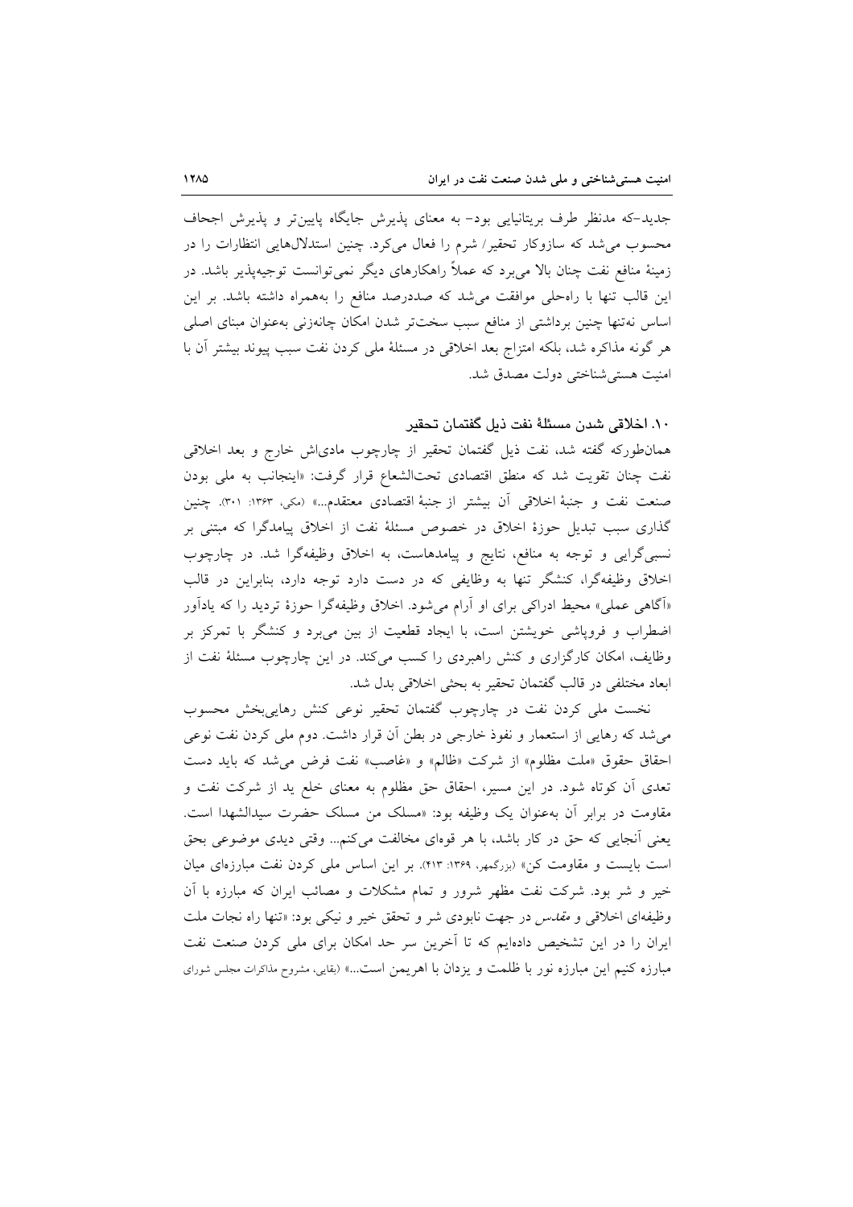جدید–که مدنظر طرف بریتانیایی بود– به معنای پذیرش جایگاه پایین‌تر و پذیرش اجحاف محسوب می‌شد که سازوکار تحقیر/ شرم را فعال می‌کرد. چنین استدلال‌هایی انتظارات را در زمینهٔ منافع نفت چنان بالا می‌برد که عملاً راهکارهای دیگر نمی‌توانست توجیه‌پذیر باشد. در این قالب تنها با راه‌حلی موافقت می‌شد که صددرصد منافع را به‌همراه داشته باشد. بر این اساس نه‌تنها چنین برداشتی از منافع سبب سخت‌تر شدن امکان چانه‌زنی به‌عنوان مبنای اصلی هر گونه مذاکره شد، بلکه امتزاج بعد اخلاقی در مسئلهٔ ملی کردن نفت سبب پیوند بیشتر آن با امنیت هستی‌شناختی دولت مصدق شد.

## ۱۰. اخلاقی شدن مسئلهٔ نفت ذیل گفتمان تحقیر

همان‌طورکه گفته شد، نفت ذیل گفتمان تحقیر از چارچوب مادی‌اش خارج و بعد اخلاقی نفت چنان تقویت شد که منطق اقتصادی تحت‌الشعاع قرار گرفت: «اینجانب به ملی بودن صنعت نفت و جنبهٔ اخلاقی آن بیشتر از جنبهٔ اقتصادی معتقدم...» (مکی، ۱۳۶۳: ۳۰۱). چنین گذاری سبب تبدیل حوزهٔ اخلاق در خصوص مسئلهٔ نفت از اخلاق پیامدگرا که مبتنی بر نسبی‌گرایی و توجه به منافع، نتایج و پیامدهاست، به اخلاق وظیفه‌گرا شد. در چارچوب اخلاق وظیفه‌گرا، کنشگر تنها به وظایفی که در دست دارد توجه دارد، بنابراین در قالب «آگاهی عملی» محیط ادراکی برای او آرام می‌شود. اخلاق وظیفه‌گرا حوزهٔ تردید را که یادآور اضطراب و فروپاشی خویشتن است، با ایجاد قطعیت از بین می‌برد و کنشگر با تمرکز بر وظایف، امکان کارگزاری و کنش راهبردی را کسب می‌کند. در این چارچوب مسئلهٔ نفت از ابعاد مختلفی در قالب گفتمان تحقیر به بحثی اخلاقی بدل شد.

نخست ملی کردن نفت در چارچوب گفتمان تحقیر نوعی کنش رهایی‌بخش محسوب می‌شد که رهایی از استعمار و نفوذ خارجی در بطن آن قرار داشت. دوم ملی کردن نفت نوعی احقاق حقوق «ملت مظلوم» از شرکت «ظالم» و «غاصب» نفت فرض می‌شد که باید دست تعدی آن کوتاه شود. در این مسیر، احقاق حق مظلوم به معنای خلع ید از شرکت نفت و مقاومت در برابر آن به‌عنوان یک وظیفه بود: «مسلک من مسلک حضرت سیدالشهدا است. یعنی آنجایی که حق در کار باشد، با هر قوه‌ای مخالفت می‌کنم... وقتی دیدی موضوعی بحق است بایست و مقاومت کن» (بزرگمهر، ۱۳۶۹: ۴۱۳). بر این اساس ملی کردن نفت مبارزه‌ای میان خیر و شر بود. شرکت نفت مظهر شرور و تمام مشکلات و مصائب ایران که مبارزه با آن وظیفه‌ای اخلاقی و *مقدس* در جهت نابودی شر و تحقق خیر و نیکی بود: «تنها راه نجات ملت ایران را در این تشخیص داده‌ایم که تا آخرین سر حد امکان برای ملی کردن صنعت نفت مبارزه کنیم این مبارزه نور با ظلمت و یزدان با اهریمن است...» (بقایی، مشروح مذاکرات مجلس شورای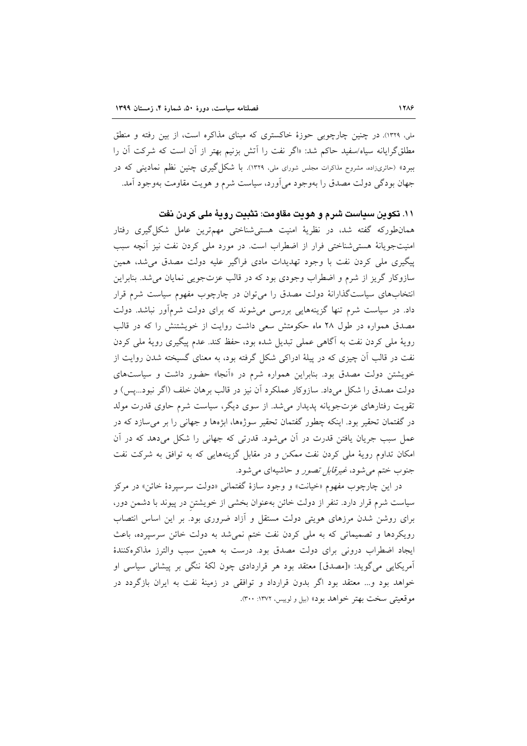ملی، ۱۳۲۹). در چنین چارچوبی حوزهٔ خاکستری که مبنای مذاکره است، از بین رفته و منطق مطلق‌گرایانه سیاه/سفید حاکم شد: «اگر نفت را آتش بزنیم بهتر از آن است که شرکت آن را ببرد» (حائری‌زاده، مشروح مذاکرات مجلس شورای ملی، ۱۳۲۹). با شکل‌گیری چنین نظم نمادینی که در جهان بودگی دولت مصدق را به‌وجود می‌آورد، سیاست شرم و هویت مقاومت به‌وجود آمد.

## ۱۱. تکوین سیاست شرم و هویت مقاومت: تثبیت رویهٔ ملی کردن نفت

همان‌طورکه گفته شد، در نظریهٔ امنیت هستی‌شناختی مهم‌ترین عامل شکل‌گیری رفتار امنیت‌جویانهٔ هستی‌شناختی فرار از اضطراب است. در مورد ملی کردن نفت نیز آنچه سبب پیگیری ملی کردن نفت با وجود تهدیدات مادی فراگیر علیه دولت مصدق می‌شد، همین سازوکار گریز از شرم و اضطراب وجودی بود که در قالب عزت‌جویی نمایان می‌شد. بنابراین انتخاب‌های سیاست‌گذارانهٔ دولت مصدق را می‌توان در چارچوب مفهوم سیاست شرم قرار داد. در سیاست شرم تنها گزینه‌هایی بررسی می‌شوند که برای دولت شرم‌آور نباشد. دولت مصدق همواره در طول ۲۸ ماه حکومتش سعی داشت روایت از خویشتنش را که در قالب رویهٔ ملی کردن نفت به آگاهی عملی تبدیل شده بود، حفظ کند. عدم پیگیری رویهٔ ملی کردن نفت در قالب آن چیزی که در پیلهٔ ادراکی شکل گرفته بود، به معنای گسیخته شدن روایت از خویشتن دولت مصدق بود. بنابراین همواره شرم در «آنجا» حضور داشت و سیاست‌های دولت مصدق را شکل می‌داد. سازوکار عملکرد آن نیز در قالب برهان خلف (اگر نبود...پس) و تقویت رفتارهای عزت‌جویانه پدیدار می‌شد. از سوی دیگر، سیاست شرم حاوی قدرت مولد در گفتمان تحقیر بود. اینکه چطور گفتمان تحقیر سوژه‌ها، ابژه‌ها و جهانی را بر می‌سازد که در عمل سبب جریان یافتن قدرت در آن می‌شود. قدرتی که جهانی را شکل می‌دهد که در آن امکان تداوم رویهٔ ملی کردن نفت *ممکن* و در مقابل گزینه‌هایی که به توافق به شرکت نفت جنوب ختم می‌شود، *غیرقابل تصور* و حاشیه‌ای می‌شود.

در این چارچوب مفهوم «خیانت» و وجود سازهٔ گفتمانی «دولت سرسپردهٔ خائن» در مرکز سیاست شرم قرار دارد. تنفر از دولت خائن به‌عنوان بخشی از خویشتنِ در پیوند با دشمن دور، برای روشن شدن مرزهای هویتی دولت مستقل و آزاد ضروری بود. بر این اساس انتصاب رویکردها و تصمیماتی که به ملی کردن نفت ختم نمی‌شد به دولت خائن سرسپرده، باعث ایجاد اضطراب درونی برای دولت مصدق بود. درست به همین سبب والترز مذاکره‌کنندهٔ آمریکایی می‌گوید: «[مصدق] معتقد بود هر قراردادی چون لکهٔ ننگی بر پیشانی سیاسی او خواهد بود و... معتقد بود اگر بدون قرارداد و توافقی در زمینهٔ نفت به ایران بازگردد در موقعیتی سخت بهتر خواهد بود» (بیل و لوییس، ۱۳۷۲: ۳۰۰).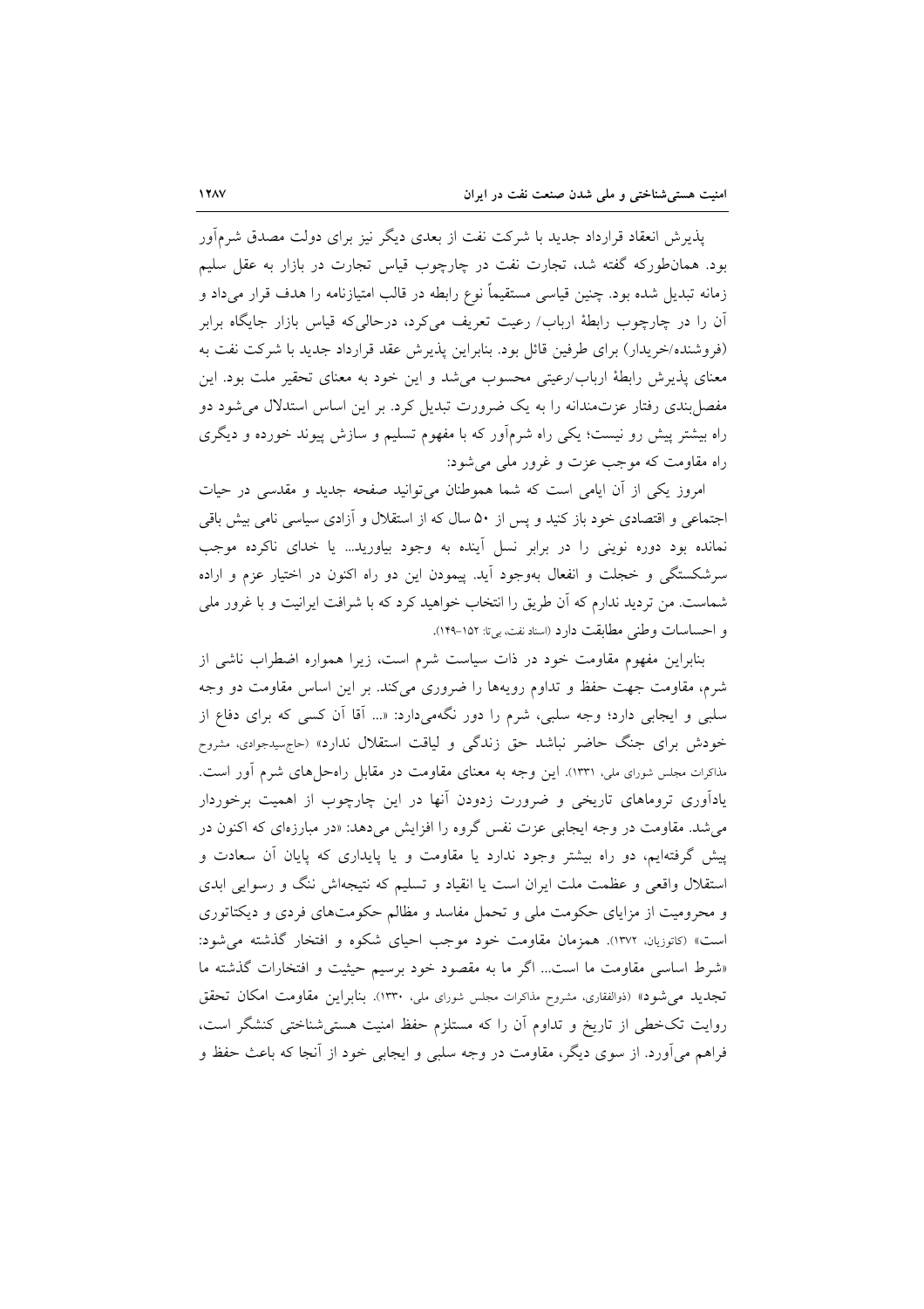پذیرش انعقاد قرارداد جدید با شرکت نفت از بعدی دیگر نیز برای دولت مصدق شرم‌آور بود. همان‌طورکه گفته شد، تجارت نفت در چارچوب قیاس تجارت در بازار به عقل سلیم زمانه تبدیل شده بود. چنین قیاسی مستقیماً نوع رابطه در قالب امتیازنامه را هدف قرار می‌داد و آن را در چارچوب رابطهٔ ارباب/ رعیت تعریف می‌کرد، درحالی‌که قیاس بازار جایگاه برابر (فروشنده/خریدار) برای طرفین قائل بود. بنابراین پذیرش عقد قرارداد جدید با شرکت نفت به معنای پذیرش رابطهٔ ارباب/رعیتی محسوب می‌شد و این خود به معنای تحقیر ملت بود. این مفصل‌بندی رفتار عزت‌مندانه را به یک ضرورت تبدیل کرد. بر این اساس استدلال می‌شود دو راه بیشتر پیش رو نیست؛ یکی راه شرم‌آور که با مفهوم تسلیم و سازش پیوند خورده و دیگری راه مقاومت که موجب عزت و غرور ملی می‌شود:

امروز یکی از آن ایامی است که شما هموطنان می‌توانید صفحه جدید و مقدسی در حیات اجتماعی و اقتصادی خود باز کنید و پس از ۵۰ سال که از استقلال و آزادی سیاسی نامی بیش باقی نمانده بود دوره نوینی را در برابر نسل آینده به وجود بیاورید... یا خدای ناکرده موجب سرشکستگی و خجلت و انفعال به‌وجود آید. پیمودن این دو راه اکنون در اختیار عزم و اراده شماست. من تردید ندارم که آن طریق را انتخاب خواهید کرد که با شرافت ایرانیت و با غرور ملی و احساسات وطنی مطابقت دارد (اسناد نفت، بی‌تا: ۱۵۲-۱۴۹).

بنابراین مفهوم مقاومت خود در ذات سیاست شرم است، زیرا همواره اضطراب ناشی از شرم، مقاومت جهت حفظ و تداوم رویه‌ها را ضروری می‌کند. بر این اساس مقاومت دو وجه سلبی و ایجابی دارد؛ وجه سلبی، شرم را دور نگه‌می‌دارد: «... آقا آن کسی که برای دفاع از خودش برای جنگ حاضر نباشد حق زندگی و لیاقت استقلال ندارد» (حاج‌سیدجوادی، مشروح مذاکرات مجلس شورای ملی، ۱۳۳۱). این وجه به معنای مقاومت در مقابل راه‌حل‌های شرم آور است. یادآوری تروماهای تاریخی و ضرورت زدودن آنها در این چارچوب از اهمیت برخوردار می‌شد. مقاومت در وجه ایجابی عزت نفس گروه را افزایش می‌دهد: «در مبارزه‌ای که اکنون در پیش گرفته‌ایم، دو راه بیشتر وجود ندارد یا مقاومت و یا پایداری که پایان آن سعادت و استقلال واقعی و عظمت ملت ایران است یا انقیاد و تسلیم که نتیجه‌اش ننگ و رسوایی ابدی و محرومیت از مزایای حکومت ملی و تحمل مفاسد و مظالم حکومت‌های فردی و دیکتاتوری است» (کاتوزیان، ۱۳۷۲). همزمان مقاومت خود موجب احیای شکوه و افتخار گذشته می‌شود: «شرط اساسی مقاومت ما است... اگر ما به مقصود خود برسیم حیثیت و افتخارات گذشته ما تجدید می‌شود» (ذوالفقاری، مشروح مذاکرات مجلس شورای ملی، ۱۳۳۰). بنابراین مقاومت امکان تحقق روایت تک‌خطی از تاریخ و تداوم آن را که مستلزم حفظ امنیت هستی‌شناختی کنشگر است، فراهم می‌آورد. از سوی دیگر، مقاومت در وجه سلبی و ایجابی خود از آنجا که باعث حفظ و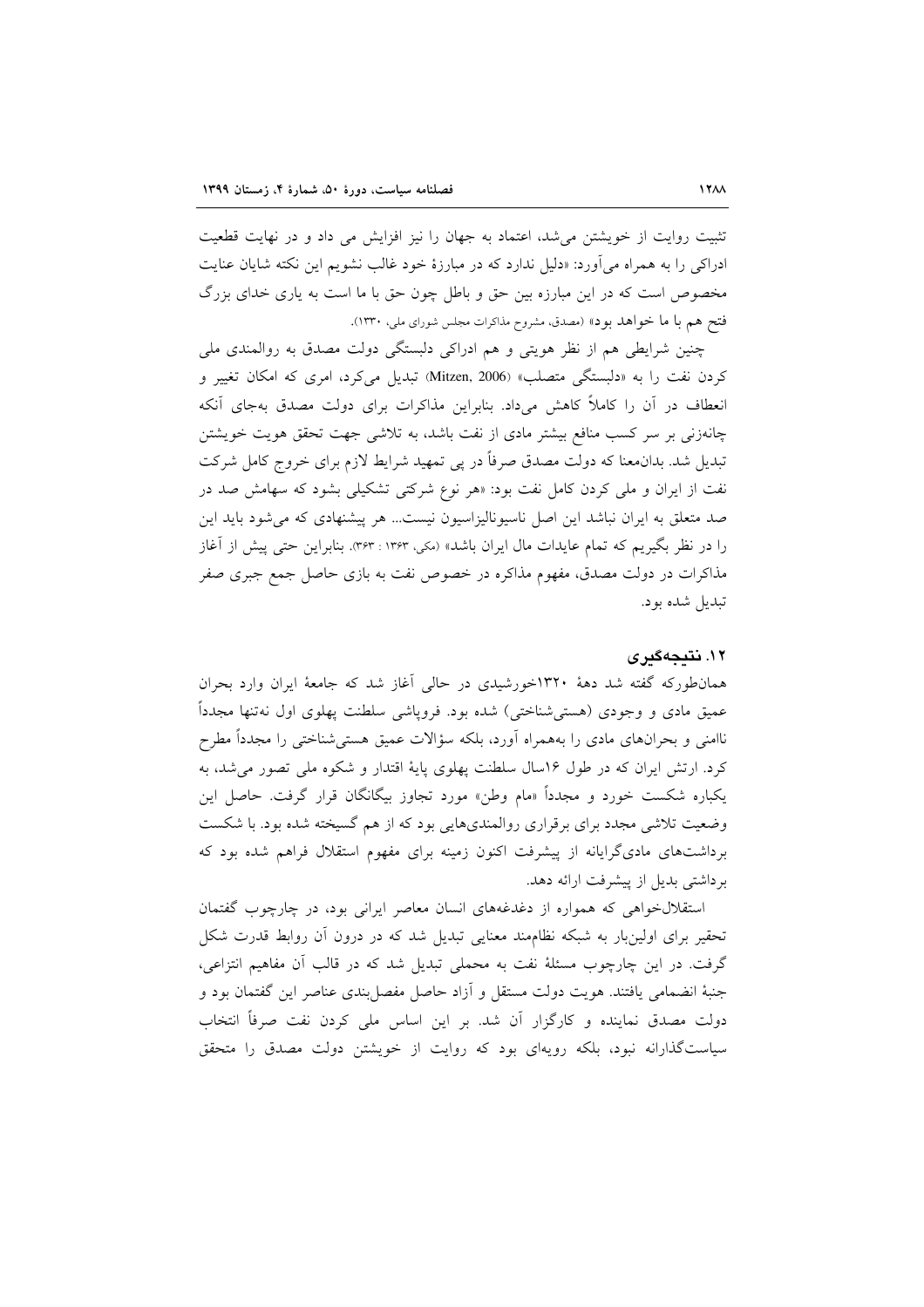تثبیت روایت از خویشتن می‌شد، اعتماد به جهان را نیز افزایش می داد و در نهایت قطعیت ادراکی را به همراه می‌آورد: «دلیل ندارد که در مبارزهٔ خود غالب نشویم این نکته شایان عنایت مخصوص است که در این مبارزه بین حق و باطل چون حق با ما است به یاری خدای بزرگ فتح هم با ما خواهد بود» (مصدق، مشروح مذاکرات مجلس شورای ملی، ۱۳۳۰).

چنین شرایطی هم از نظر هویتی و هم ادراکی دلبستگی دولت مصدق به روالمندی ملی کردن نفت را به «دلبستگی متصلب» (Mitzen, 2006) تبدیل می‌کرد، امری که امکان تغییر و انعطاف در آن را کاملاً کاهش می‌داد. بنابراین مذاکرات برای دولت مصدق به‌جای آنکه چانه‌زنی بر سر کسب منافع بیشتر مادی از نفت باشد، به تلاشی جهت تحقق هویت خویشتن تبدیل شد. بدان‌معنا که دولت مصدق صرفاً در پی تمهید شرایط لازم برای خروج کامل شرکت نفت از ایران و ملی کردن کامل نفت بود: «هر نوع شرکتی تشکیلی بشود که سهامش صد در صد متعلق به ایران نباشد این اصل ناسیونالیزاسیون نیست... هر پیشنهادی که می‌شود باید این را در نظر بگیریم که تمام عایدات مال ایران باشد» (مکی، ۱۳۶۳ : ۳۶۳). بنابراین حتی پیش از آغاز مذاکرات در دولت مصدق، مفهوم مذاکره در خصوص نفت به بازی حاصل جمع جبری صفر تبدیل شده بود.

## ۱۲. نتیجه‌گیری

همان‌طورکه گفته شد دههٔ ۱۳۲۰خورشیدی در حالی آغاز شد که جامعهٔ ایران وارد بحران عمیق مادی و وجودی (هستی‌شناختی) شده بود. فروپاشی سلطنت پهلوی اول نه‌تنها مجدداً ناامنی و بحران‌های مادی را به‌همراه آورد، بلکه سؤالات عمیق هستی‌شناختی را مجدداً مطرح کرد. ارتش ایران که در طول ۱۶سال سلطنت پهلوی پایهٔ اقتدار و شکوه ملی تصور می‌شد، به یکباره شکست خورد و مجدداً «مام وطن» مورد تجاوز بیگانگان قرار گرفت. حاصل این وضعیت تلاشی مجدد برای برقراری روالمندی‌هایی بود که از هم گسیخته شده بود. با شکست برداشت‌های مادی‌گرایانه از پیشرفت اکنون زمینه برای مفهوم استقلال فراهم شده بود که برداشتی بدیل از پیشرفت ارائه دهد.

استقلال‌خواهی که همواره از دغدغه‌های انسان معاصر ایرانی بود، در چارچوب گفتمان تحقیر برای اولین‌بار به شبکه نظام‌مند معنایی تبدیل شد که در درون آن روابط قدرت شکل گرفت. در این چارچوب مسئلهٔ نفت به محملی تبدیل شد که در قالب آن مفاهیم انتزاعی، جنبهٔ انضمامی یافتند. هویت دولت مستقل و آزاد حاصل مفصل‌بندی عناصر این گفتمان بود و دولت مصدق نماینده و کارگزار آن شد. بر این اساس ملی کردن نفت صرفاً انتخاب سیاست‌گذارانه نبود، بلکه رویه‌ای بود که روایت از خویشتن دولت مصدق را متحقق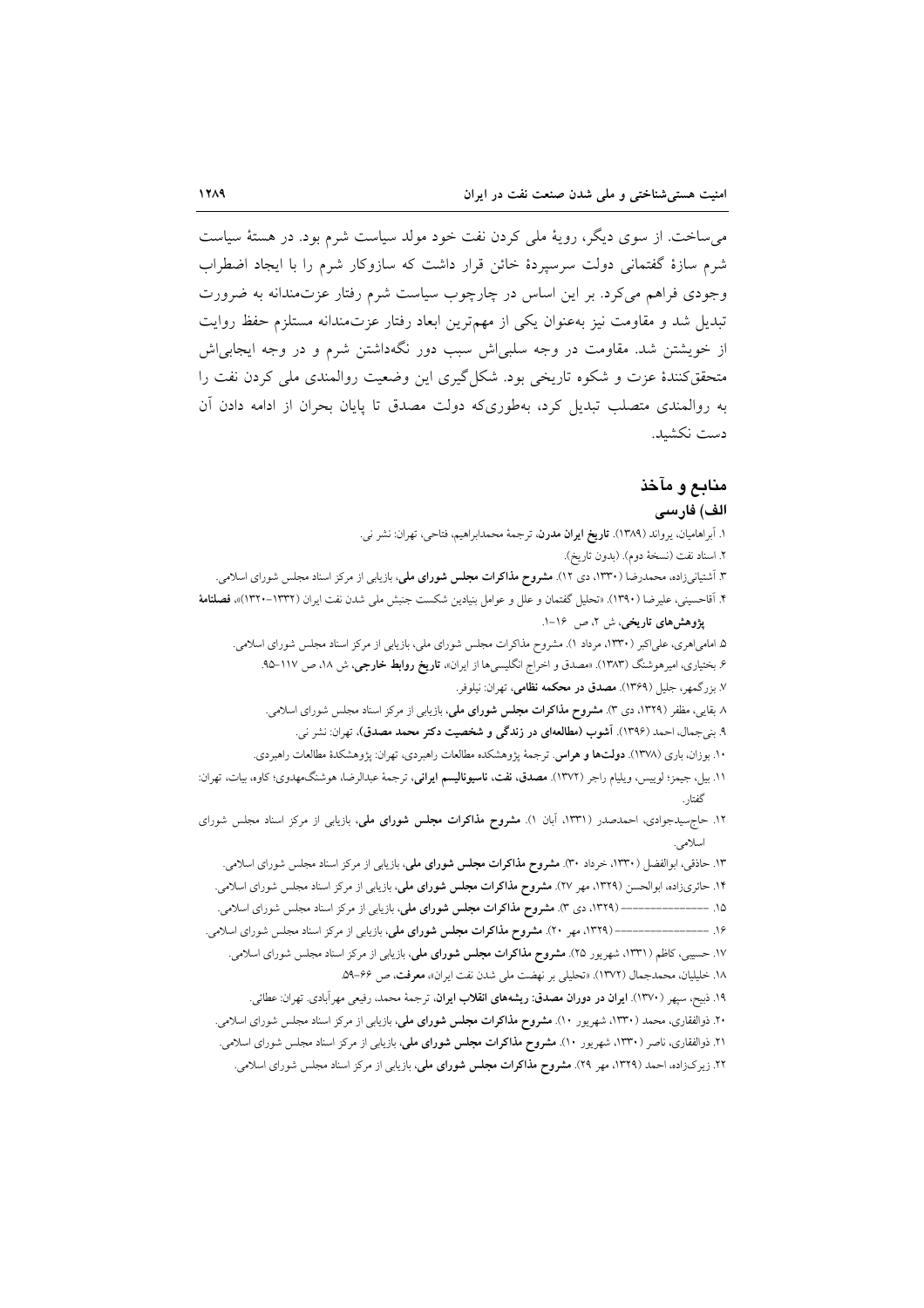می‌ساخت. از سوی دیگر، رویهٔ ملی کردن نفت خود مولد سیاست شرم بود. در هستهٔ سیاست شرم سازهٔ گفتمانی دولت سرسپردهٔ خائن قرار داشت که سازوکار شرم را با ایجاد اضطراب وجودی فراهم می‌کرد. بر این اساس در چارچوب سیاست شرم رفتار عزت‌مندانه به ضرورت تبدیل شد و مقاومت نیز به‌عنوان یکی از مهم‌ترین ابعاد رفتار عزت‌مندانه مستلزم حفظ روایت از خویشتن شد. مقاومت در وجه سلبی‌اش سبب دور نگه‌داشتن شرم و در وجه ایجابی‌اش متحقق‌کنندهٔ عزت و شکوه تاریخی بود. شکل‌گیری این وضعیت روالمندی ملی کردن نفت را به روالمندی متصلب تبدیل کرد، به‌طوری‌که دولت مصدق تا پایان بحران از ادامه دادن آن دست نکشید.

## منابع و مآخذ

### الف) فارسی

۱. آبراهامیان، یرواند (۱۳۸۹). **تاریخ ایران مدرن**، ترجمهٔ محمدابراهیم، فتاحی، تهران: نشر نی.

۲. اسناد نفت (نسخهٔ دوم). (بدون تاریخ).

۳. آشتیانی‌زاده، محمدرضا (۱۳۳۰، دی ۱۲). **مشروح مذاکرات مجلس شورای ملی**، بازیابی از مرکز اسناد مجلس شورای اسلامی.

۴. آقاحسینی، علیرضا (۱۳۹۰). «تحلیل گفتمان و علل و عوامل بنیادین شکست جنبش ملی شدن نفت ایران (۱۳۳۲-۱۳۲۰)»، **فصلنامهٔ پژوهش‌های تاریخی**، ش ۲، ص ۱۶-۱.

۵. امامی‌اهری، علی‌اکبر (۱۳۳۰، مرداد ۱). مشروح مذاکرات مجلس شورای ملی، بازیابی از مرکز اسناد مجلس شورای اسلامی.

۶. بختیاری، امیرهوشنگ (۱۳۸۳). «مصدق و اخراج انگلیسی‌ها از ایران»، **تاریخ روابط خارجی**، ش ۱۸، ص ۱۱۷-۹۵.

۷. بزرگمهر، جلیل (۱۳۶۹). **مصدق در محکمه نظامی**، تهران: نیلوفر.

۸. بقایی، مظفر (۱۳۲۹، دی ۳). **مشروح مذاکرات مجلس شورای ملی**، بازیابی از مرکز اسناد مجلس شورای اسلامی.

۹. بنی‌جمال، احمد (۱۳۹۶). **آشوب (مطالعه‌ای در زندگی و شخصیت دکتر محمد مصدق)**، تهران: نشر نی.

۱۰. بوزان، باری (۱۳۷۸). **دولت‌ها و هراس**. ترجمهٔ پژوهشکده مطالعات راهبردی، تهران: پژوهشکدهٔ مطالعات راهبردی.

۱۱. بیل، جیمز؛ لوییس، ویلیام راجر (۱۳۷۲). **مصدق، نفت، ناسیونالیسم ایرانی**، ترجمهٔ عبدالرضا، هوشنگ‌مهدوی؛ کاوه، بیات، تهران: گفتار.

۱۲. حاج‌سیدجوادی، احمدصدر (۱۳۳۱، آبان ۱). **مشروح مذاکرات مجلس شورای ملی**، بازیابی از مرکز اسناد مجلس شورای اسلامی.

۱۳. حاذقی، ابوالفضل (۱۳۳۰، خرداد ۳۰). **مشروح مذاکرات مجلس شورای ملی**، بازیابی از مرکز اسناد مجلس شورای اسلامی.

۱۴. حائری‌زاده، ابوالحسن (۱۳۲۹، مهر ۲۷). **مشروح مذاکرات مجلس شورای ملی**، بازیابی از مرکز اسناد مجلس شورای اسلامی.

۱۵. ــــــــــــــــ (۱۳۲۹، دی ۳). **مشروح مذاکرات مجلس شورای ملی**، بازیابی از مرکز اسناد مجلس شورای اسلامی.

۱۶. ــــــــــــــــ (۱۳۲۹، مهر ۲۰). **مشروح مذاکرات مجلس شورای ملی**، بازیابی از مرکز اسناد مجلس شورای اسلامی.

۱۷. حسیبی، کاظم (۱۳۳۱، شهریور ۲۵). **مشروح مذاکرات مجلس شورای ملی**، بازیابی از مرکز اسناد مجلس شورای اسلامی.

۱۸. خلیلیان، محمدجمال (۱۳۷۲). «تحلیلی بر نهضت ملی شدن نفت ایران»، **معرفت**، ص ۶۶-۵۹.

۱۹. ذبیح، سپهر (۱۳۷۰). **ایران در دوران مصدق: ریشه‌های انقلاب ایران**، ترجمهٔ محمد، رفیعی مهرآبادی. تهران: عطائی.

۲۰. ذوالفقاری، محمد (۱۳۳۰، شهریور ۱۰). **مشروح مذاکرات مجلس شورای ملی**، بازیابی از مرکز اسناد مجلس شورای اسلامی.

۲۱. ذوالفقاری، ناصر (۱۳۳۰، شهریور ۱۰). **مشروح مذاکرات مجلس شورای ملی**، بازیابی از مرکز اسناد مجلس شورای اسلامی.

۲۲. زیرک‌زاده، احمد (۱۳۲۹، مهر ۲۹). **مشروح مذاکرات مجلس شورای ملی**، بازیابی از مرکز اسناد مجلس شورای اسلامی.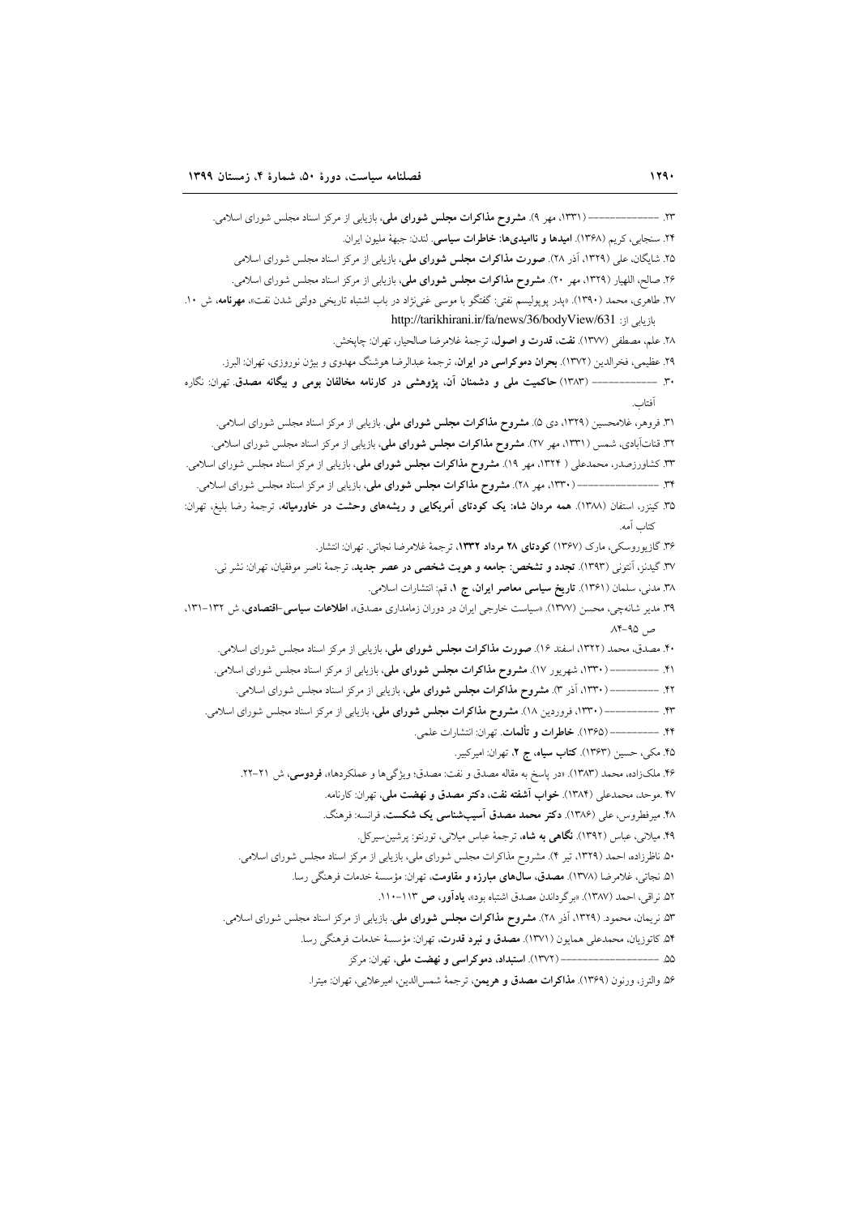۲۳. ـــــــــــــــ (۱۳۳۱، مهر ۹). **مشروح مذاکرات مجلس شورای ملی**، بازیابی از مرکز اسناد مجلس شورای اسلامی.

۲۴. سنجابی، کریم (۱۳۶۸). **امیدها و ناامیدی‌ها: خاطرات سیاسی**. لندن: جبههٔ ملیون ایران.

۲۵. شایگان، علی (۱۳۲۹، آذر ۲۸). **صورت مذاکرات مجلس شورای ملی**، بازیابی از مرکز اسناد مجلس شورای اسلامی

۲۶. صالح، اللهیار (۱۳۲۹، مهر ۲۰). **مشروح مذاکرات مجلس شورای ملی**، بازیابی از مرکز اسناد مجلس شورای اسلامی.

۲۷. طاهری، محمد (۱۳۹۰). «پدر پوپولیسم نفتی: گفتگو با موسی غنی‌نژاد در باب اشتباه تاریخی دولتی شدن نفت»، **مهرنامه**، ش ۱۰. بازیابی از: http://tarikhirani.ir/fa/news/36/bodyView/631

۲۸. علم، مصطفی (۱۳۷۷). **نفت، قدرت و اصول**، ترجمهٔ غلامرضا صالحیار، تهران: چاپخش.

۲۹. عظیمی، فخرالدین (۱۳۷۲). **بحران دموکراسی در ایران**، ترجمهٔ عبدالرضا هوشنگ مهدوی و بیژن نوروزی، تهران: البرز.

۳۰. ـــــــــــــــ (۱۳۸۳) **حاکمیت ملی و دشمنان آن، پژوهشی در کارنامه مخالفان بومی و بیگانه مصدق**. تهران: نگاره آفتاب.

۳۱. فروهر، غلامحسین (۱۳۲۹، دی ۵). **مشروح مذاکرات مجلس شورای ملی**. بازیابی از مرکز اسناد مجلس شورای اسلامی.

۳۲. قنات‌آبادی، شمس (۱۳۳۱، مهر ۲۷). **مشروح مذاکرات مجلس شورای ملی**، بازیابی از مرکز اسناد مجلس شورای اسلامی.

۳۳. کشاورزصدر، محمدعلی ( ۱۳۲۴، مهر ۱۹). **مشروح مذاکرات مجلس شورای ملی**، بازیابی از مرکز اسناد مجلس شورای اسلامی.

۳۴. ـــــــــــــــ (۱۳۳۰، مهر ۲۸). **مشروح مذاکرات مجلس شورای ملی**، بازیابی از مرکز اسناد مجلس شورای اسلامی.

۳۵. کینزر، استفان (۱۳۸۸). **همه مردان شاه: یک کودتای آمریکایی و ریشه‌های وحشت در خاورمیانه**، ترجمهٔ رضا بلیغ، تهران: کتاب آمه.

۳۶. گازیوروسکی، مارک (۱۳۶۷) **کودتای ۲۸ مرداد ۱۳۳۲**، ترجمهٔ غلامرضا نجاتی. تهران: انتشار.

۳۷. گیدنز، آنتونی (۱۳۹۳). **تجدد و تشخص: جامعه و هویت شخصی در عصر جدید**، ترجمهٔ ناصر موفقیان، تهران: نشر نی.

۳۸. مدنی، سلمان (۱۳۶۱). **تاریخ سیاسی معاصر ایران، ج ۱**، قم: انتشارات اسلامی.

۳۹. مدیر شانه‌چی، محسن (۱۳۷۷). «سیاست خارجی ایران در دوران زمامداری مصدق»، **اطلاعات سیاسی-اقتصادی**، ش ۱۳۲-۱۳۱، ص ۹۵-۸۴.

۴۰. مصدق، محمد (۱۳۲۲، اسفند ۱۶). **صورت مذاکرات مجلس شورای ملی**، بازیابی از مرکز اسناد مجلس شورای اسلامی.

۴۱. ـــــــــــــــ (۱۳۳۰، شهریور ۱۷). **مشروح مذاکرات مجلس شورای ملی**، بازیابی از مرکز اسناد مجلس شورای اسلامی.

۴۲. ـــــــــــــــ (۱۳۳۰، آذر ۳). **مشروح مذاکرات مجلس شورای ملی**، بازیابی از مرکز اسناد مجلس شورای اسلامی.

۴۳. ـــــــــــــــ (۱۳۳۰، فروردین ۱۸). **مشروح مذاکرات مجلس شورای ملی**، بازیابی از مرکز اسناد مجلس شورای اسلامی.

۴۴. ـــــــــــــــ (۱۳۶۵). **خاطرات و تألمات**. تهران: انتشارات علمی.

۴۵. مکی، حسین (۱۳۶۳). **کتاب سیاه، ج ۲**، تهران: امیرکبیر.

۴۶. ملک‌زاده، محمد (۱۳۸۳). «در پاسخ به مقاله مصدق و نفت: مصدق؛ ویژگی‌ها و عملکردها»، **فردوسی**، ش ۲۱-۲۲.

۴۷. موحد، محمدعلی (۱۳۸۴). **خواب آشفته نفت، دکتر مصدق و نهضت ملی**، تهران: کارنامه.

۴۸. میرفطروس، علی (۱۳۸۶). **دکتر محمد مصدق آسیب‌شناسی یک شکست**، فرانسه: فرهنگ.

۴۹. میلانی، عباس (۱۳۹۲). **نگاهی به شاه**، ترجمهٔ عباس میلانی، تورنتو: پرشین‌سیرکل.

۵۰. ناظرزاده، احمد (۱۳۲۹، تیر ۴). مشروح مذاکرات مجلس شورای ملی، بازیابی از مرکز اسناد مجلس شورای اسلامی.

۵۱. نجاتی، غلامرضا (۱۳۷۸). **مصدق، سال‌های مبارزه و مقاومت**، تهران: مؤسسهٔ خدمات فرهنگی رسا.

۵۲. نراقی، احمد (۱۳۸۷). «برگرداندن مصدق اشتباه بود»، **یادآور، ص ۱۱۳-۱۱۰**.

۵۳. نریمان، محمود. (۱۳۲۹، آذر ۲۸). **مشروح مذاکرات مجلس شورای ملی**. بازیابی از مرکز اسناد مجلس شورای اسلامی.

۵۴. کاتوزیان، محمدعلی همایون (۱۳۷۱). **مصدق و نبرد قدرت**، تهران: مؤسسهٔ خدمات فرهنگی رسا.

۵۵. ـــــــــــــــ (۱۳۷۲). **استبداد، دموکراسی و نهضت ملی**، تهران: مرکز

۵۶. والترز، ورنون (۱۳۶۹). **مذاکرات مصدق و هریمن**، ترجمهٔ شمس‌الدین، امیرعلایی، تهران: میترا.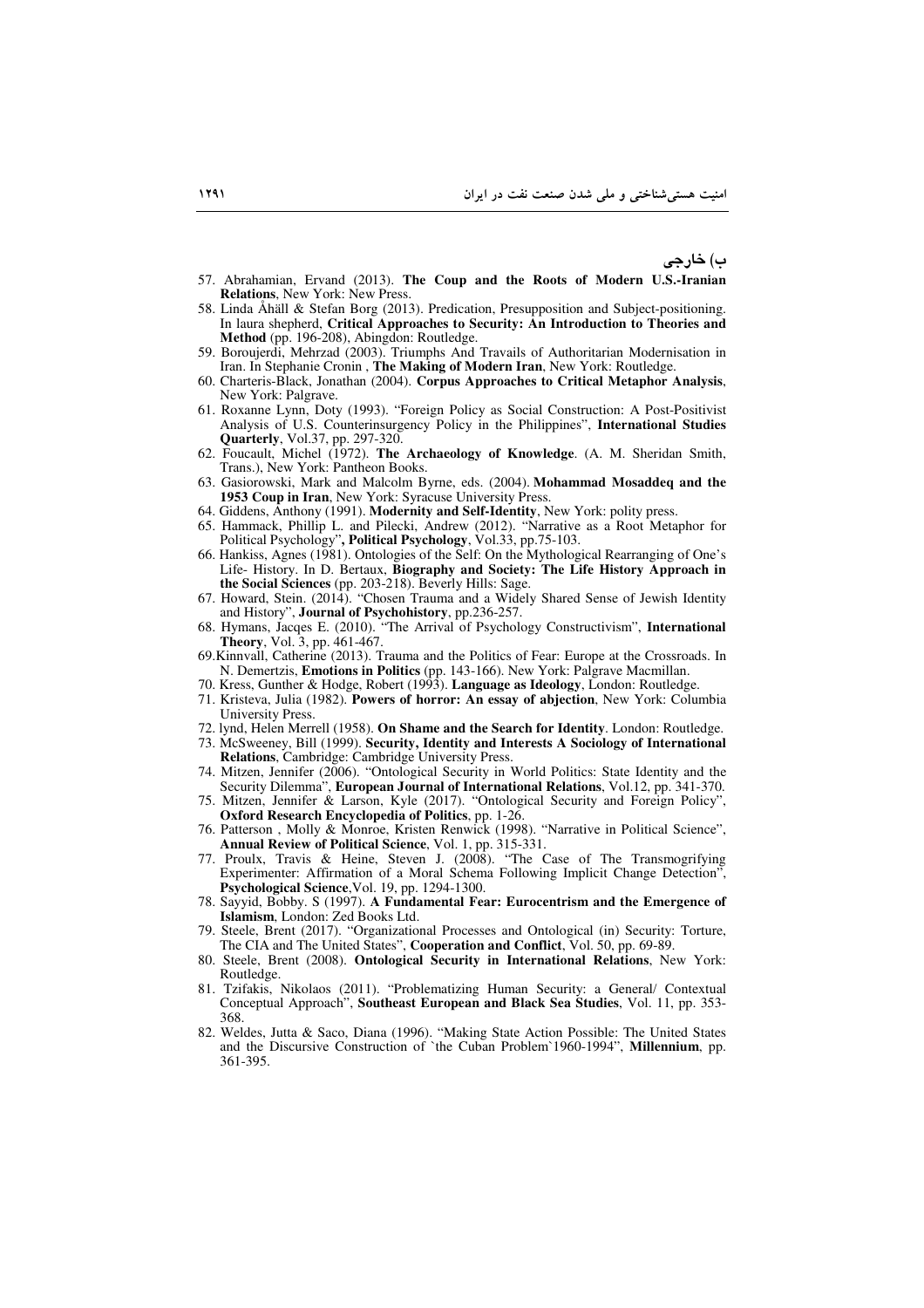## ب) خارجی

57. Abrahamian, Ervand (2013). **The Coup and the Roots of Modern U.S.-Iranian Relations**, New York: New Press.
58. Linda Åhäll & Stefan Borg (2013). Predication, Presupposition and Subject-positioning. In laura shepherd, **Critical Approaches to Security: An Introduction to Theories and Method** (pp. 196-208), Abingdon: Routledge.
59. Boroujerdi, Mehrzad (2003). Triumphs And Travails of Authoritarian Modernisation in Iran. In Stephanie Cronin , **The Making of Modern Iran**, New York: Routledge.
60. Charteris-Black, Jonathan (2004). **Corpus Approaches to Critical Metaphor Analysis**, New York: Palgrave.
61. Roxanne Lynn, Doty (1993). "Foreign Policy as Social Construction: A Post-Positivist Analysis of U.S. Counterinsurgency Policy in the Philippines", **International Studies Quarterly**, Vol.37, pp. 297-320.
62. Foucault, Michel (1972). **The Archaeology of Knowledge**. (A. M. Sheridan Smith, Trans.), New York: Pantheon Books.
63. Gasiorowski, Mark and Malcolm Byrne, eds. (2004). **Mohammad Mosaddeq and the 1953 Coup in Iran**, New York: Syracuse University Press.
64. Giddens, Anthony (1991). **Modernity and Self-Identity**, New York: polity press.
65. Hammack, Phillip L. and Pilecki, Andrew (2012). "Narrative as a Root Metaphor for Political Psychology"**, Political Psychology**, Vol.33, pp.75-103.
66. Hankiss, Agnes (1981). Ontologies of the Self: On the Mythological Rearranging of One's Life- History. In D. Bertaux, **Biography and Society: The Life History Approach in the Social Sciences** (pp. 203-218). Beverly Hills: Sage.
67. Howard, Stein. (2014). "Chosen Trauma and a Widely Shared Sense of Jewish Identity and History", **Journal of Psychohistory**, pp.236-257.
68. Hymans, Jacqes E. (2010). "The Arrival of Psychology Constructivism", **International Theory**, Vol. 3, pp. 461-467.
69. Kinnvall, Catherine (2013). Trauma and the Politics of Fear: Europe at the Crossroads. In N. Demertzis, **Emotions in Politics** (pp. 143-166). New York: Palgrave Macmillan.
70. Kress, Gunther & Hodge, Robert (1993). **Language as Ideology**, London: Routledge.
71. Kristeva, Julia (1982). **Powers of horror: An essay of abjection**, New York: Columbia University Press.
72. lynd, Helen Merrell (1958). **On Shame and the Search for Identity**. London: Routledge.
73. McSweeney, Bill (1999). **Security, Identity and Interests A Sociology of International Relations**, Cambridge: Cambridge University Press.
74. Mitzen, Jennifer (2006). "Ontological Security in World Politics: State Identity and the Security Dilemma", **European Journal of International Relations**, Vol.12, pp. 341-370.
75. Mitzen, Jennifer & Larson, Kyle (2017). "Ontological Security and Foreign Policy", **Oxford Research Encyclopedia of Politics**, pp. 1-26.
76. Patterson , Molly & Monroe, Kristen Renwick (1998). "Narrative in Political Science", **Annual Review of Political Science**, Vol. 1, pp. 315-331.
77. Proulx, Travis & Heine, Steven J. (2008). "The Case of The Transmogrifying Experimenter: Affirmation of a Moral Schema Following Implicit Change Detection", **Psychological Science**,Vol. 19, pp. 1294-1300.
78. Sayyid, Bobby. S (1997). **A Fundamental Fear: Eurocentrism and the Emergence of Islamism**, London: Zed Books Ltd.
79. Steele, Brent (2017). "Organizational Processes and Ontological (in) Security: Torture, The CIA and The United States", **Cooperation and Conflict**, Vol. 50, pp. 69-89.
80. Steele, Brent (2008). **Ontological Security in International Relations**, New York: Routledge.
81. Tzifakis, Nikolaos (2011). "Problematizing Human Security: a General/ Contextual Conceptual Approach", **Southeast European and Black Sea Studies**, Vol. 11, pp. 353-368.
82. Weldes, Jutta & Saco, Diana (1996). "Making State Action Possible: The United States and the Discursive Construction of `the Cuban Problem`1960-1994", **Millennium**, pp. 361-395.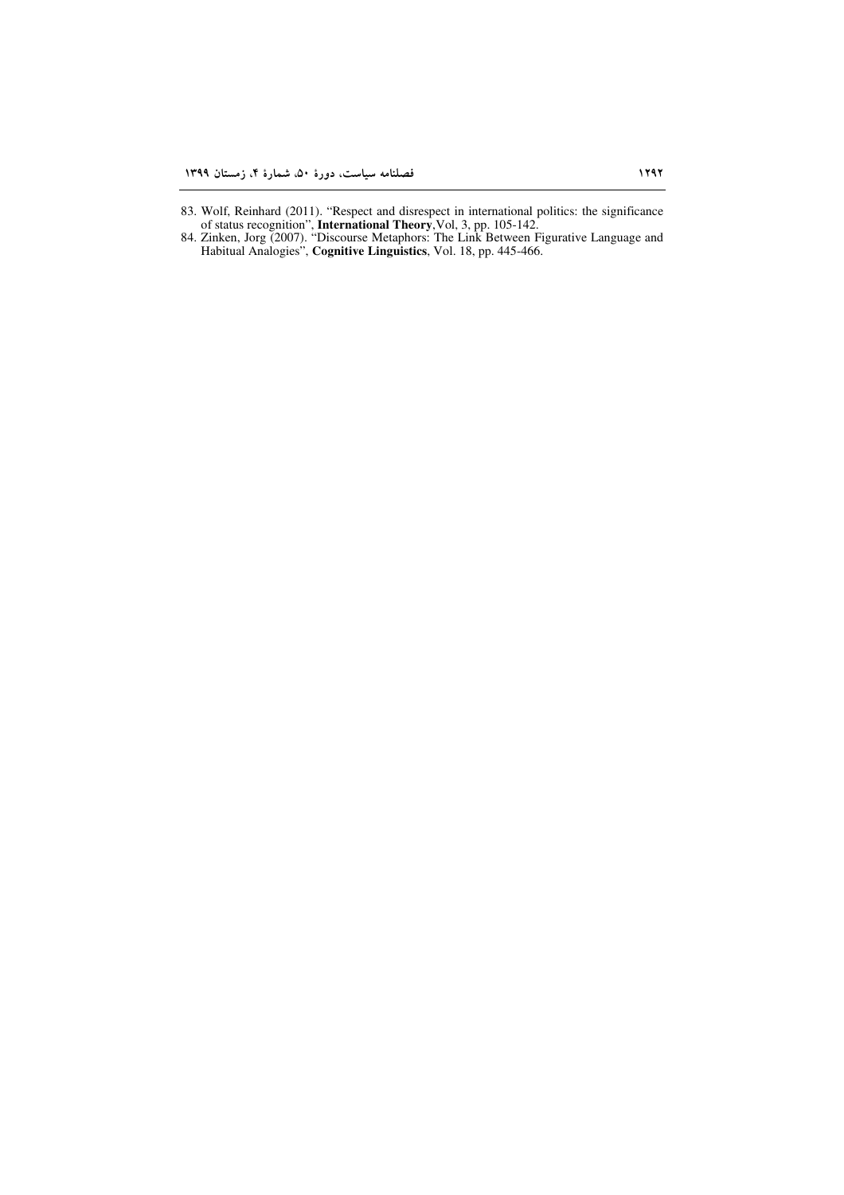83. Wolf, Reinhard (2011). "Respect and disrespect in international politics: the significance of status recognition", **International Theory**,Vol, 3, pp. 105-142.
84. Zinken, Jorg (2007). "Discourse Metaphors: The Link Between Figurative Language and Habitual Analogies", **Cognitive Linguistics**, Vol. 18, pp. 445-466.